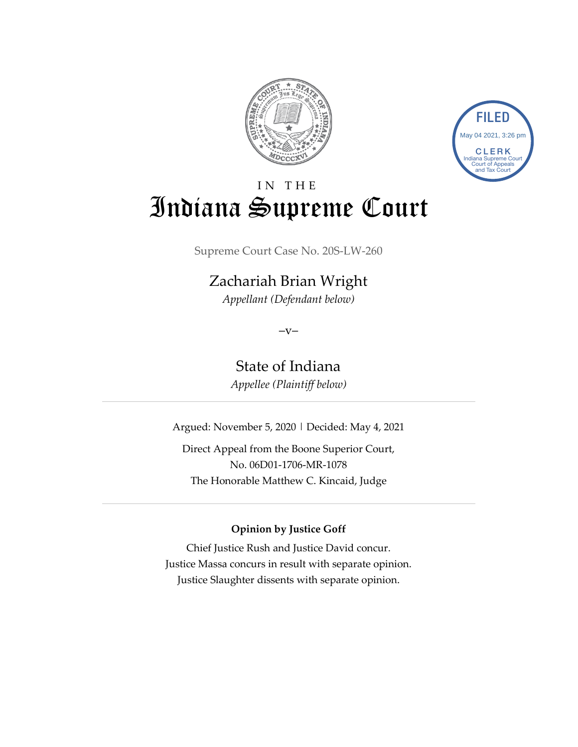# IN THE Indiana Supreme Court

Supreme Court Case No. 20S-LW-260

## Zachariah Brian Wright

*Appellant (Defendant below)*

–v–

## State of Indiana

*Appellee (Plaintiff below)*

---

Argued: November 5, 2020 | Decided: May 4, 2021

Direct Appeal from the Boone Superior Court,
No. 06D01-1706-MR-1078
The Honorable Matthew C. Kincaid, Judge

---

**Opinion by Justice Goff**

Chief Justice Rush and Justice David concur.
Justice Massa concurs in result with separate opinion.
Justice Slaughter dissents with separate opinion.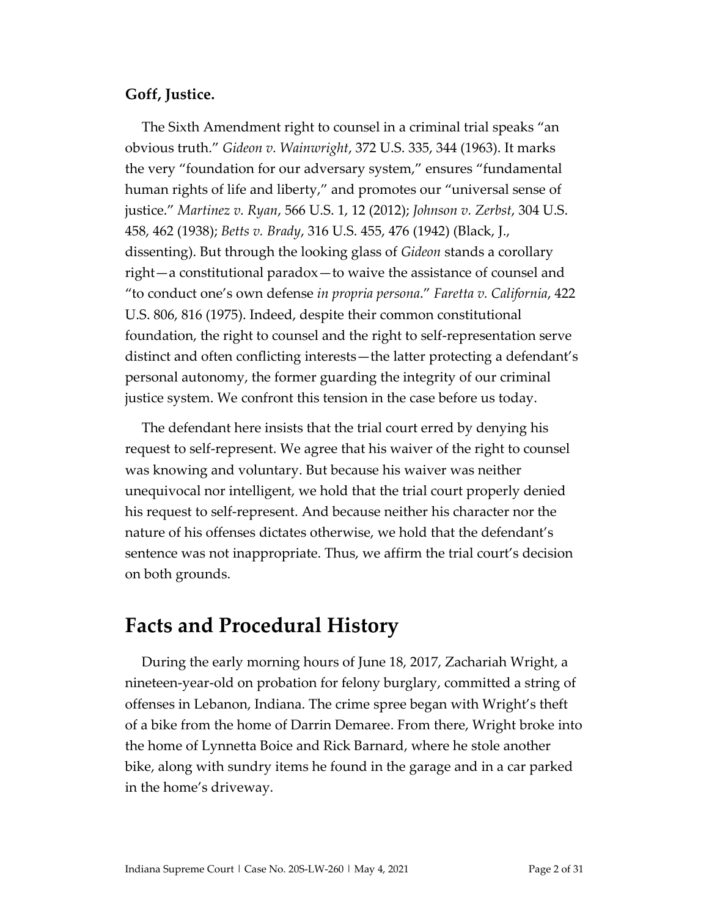**Goff, Justice.**

The Sixth Amendment right to counsel in a criminal trial speaks "an obvious truth." *Gideon v. Wainwright*, 372 U.S. 335, 344 (1963). It marks the very "foundation for our adversary system," ensures "fundamental human rights of life and liberty," and promotes our "universal sense of justice." *Martinez v. Ryan*, 566 U.S. 1, 12 (2012); *Johnson v. Zerbst*, 304 U.S. 458, 462 (1938); *Betts v. Brady*, 316 U.S. 455, 476 (1942) (Black, J., dissenting). But through the looking glass of *Gideon* stands a corollary right—a constitutional paradox—to waive the assistance of counsel and "to conduct one's own defense *in propria persona*." *Faretta v. California*, 422 U.S. 806, 816 (1975). Indeed, despite their common constitutional foundation, the right to counsel and the right to self-representation serve distinct and often conflicting interests—the latter protecting a defendant's personal autonomy, the former guarding the integrity of our criminal justice system. We confront this tension in the case before us today.

The defendant here insists that the trial court erred by denying his request to self-represent. We agree that his waiver of the right to counsel was knowing and voluntary. But because his waiver was neither unequivocal nor intelligent, we hold that the trial court properly denied his request to self-represent. And because neither his character nor the nature of his offenses dictates otherwise, we hold that the defendant's sentence was not inappropriate. Thus, we affirm the trial court's decision on both grounds.

# Facts and Procedural History

During the early morning hours of June 18, 2017, Zachariah Wright, a nineteen-year-old on probation for felony burglary, committed a string of offenses in Lebanon, Indiana. The crime spree began with Wright's theft of a bike from the home of Darrin Demaree. From there, Wright broke into the home of Lynnetta Boice and Rick Barnard, where he stole another bike, along with sundry items he found in the garage and in a car parked in the home's driveway.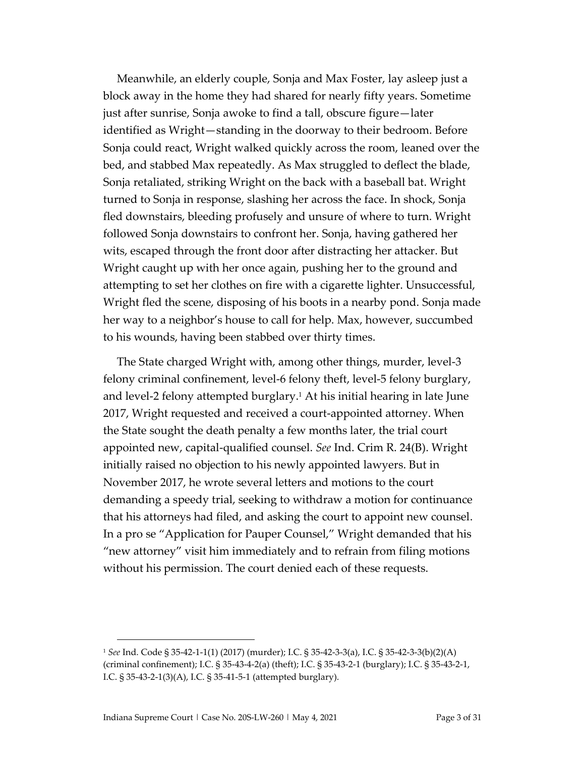Meanwhile, an elderly couple, Sonja and Max Foster, lay asleep just a block away in the home they had shared for nearly fifty years. Sometime just after sunrise, Sonja awoke to find a tall, obscure figure—later identified as Wright—standing in the doorway to their bedroom. Before Sonja could react, Wright walked quickly across the room, leaned over the bed, and stabbed Max repeatedly. As Max struggled to deflect the blade, Sonja retaliated, striking Wright on the back with a baseball bat. Wright turned to Sonja in response, slashing her across the face. In shock, Sonja fled downstairs, bleeding profusely and unsure of where to turn. Wright followed Sonja downstairs to confront her. Sonja, having gathered her wits, escaped through the front door after distracting her attacker. But Wright caught up with her once again, pushing her to the ground and attempting to set her clothes on fire with a cigarette lighter. Unsuccessful, Wright fled the scene, disposing of his boots in a nearby pond. Sonja made her way to a neighbor's house to call for help. Max, however, succumbed to his wounds, having been stabbed over thirty times.

The State charged Wright with, among other things, murder, level-3 felony criminal confinement, level-6 felony theft, level-5 felony burglary, and level-2 felony attempted burglary.[1] At his initial hearing in late June 2017, Wright requested and received a court-appointed attorney. When the State sought the death penalty a few months later, the trial court appointed new, capital-qualified counsel. *See* Ind. Crim R. 24(B). Wright initially raised no objection to his newly appointed lawyers. But in November 2017, he wrote several letters and motions to the court demanding a speedy trial, seeking to withdraw a motion for continuance that his attorneys had filed, and asking the court to appoint new counsel. In a pro se "Application for Pauper Counsel," Wright demanded that his "new attorney" visit him immediately and to refrain from filing motions without his permission. The court denied each of these requests.

---

[1] *See* Ind. Code § 35-42-1-1(1) (2017) (murder); I.C. § 35-42-3-3(a), I.C. § 35-42-3-3(b)(2)(A) (criminal confinement); I.C. § 35-43-4-2(a) (theft); I.C. § 35-43-2-1 (burglary); I.C. § 35-43-2-1, I.C. § 35-43-2-1(3)(A), I.C. § 35-41-5-1 (attempted burglary).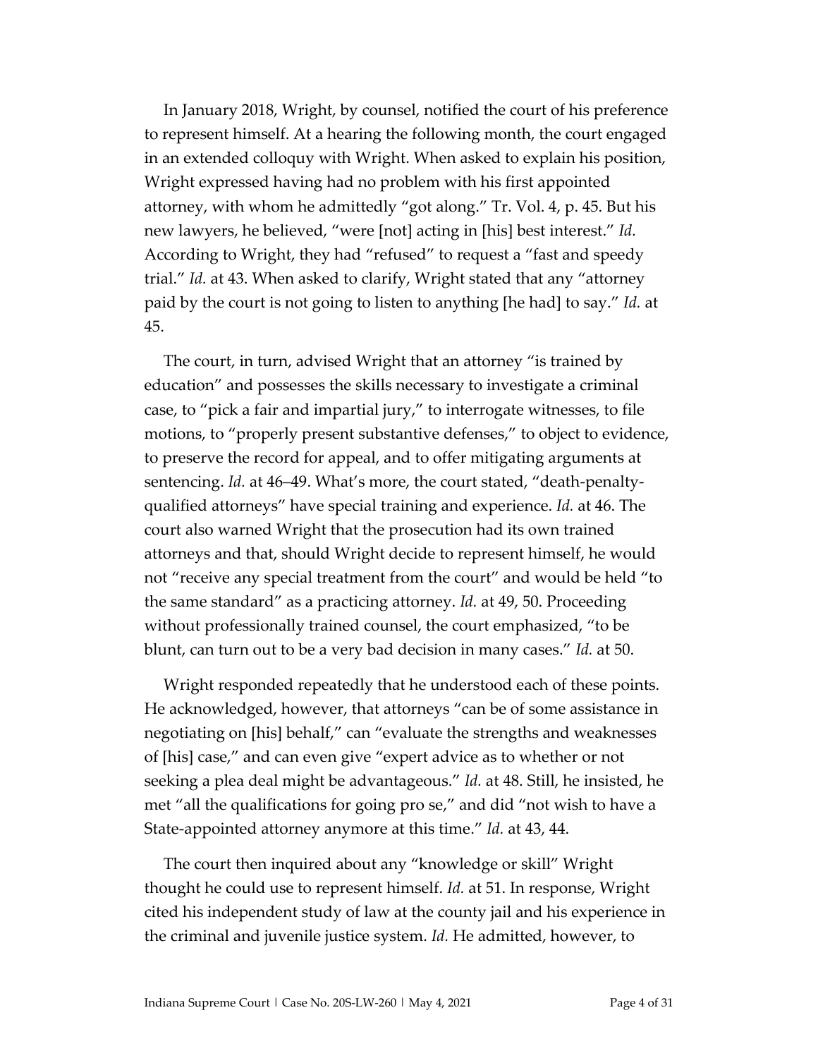In January 2018, Wright, by counsel, notified the court of his preference to represent himself. At a hearing the following month, the court engaged in an extended colloquy with Wright. When asked to explain his position, Wright expressed having had no problem with his first appointed attorney, with whom he admittedly "got along." Tr. Vol. 4, p. 45. But his new lawyers, he believed, "were [not] acting in [his] best interest." *Id.* According to Wright, they had "refused" to request a "fast and speedy trial." *Id.* at 43. When asked to clarify, Wright stated that any "attorney paid by the court is not going to listen to anything [he had] to say." *Id.* at 45.

The court, in turn, advised Wright that an attorney "is trained by education" and possesses the skills necessary to investigate a criminal case, to "pick a fair and impartial jury," to interrogate witnesses, to file motions, to "properly present substantive defenses," to object to evidence, to preserve the record for appeal, and to offer mitigating arguments at sentencing. *Id.* at 46–49. What's more, the court stated, "death-penalty-qualified attorneys" have special training and experience. *Id.* at 46. The court also warned Wright that the prosecution had its own trained attorneys and that, should Wright decide to represent himself, he would not "receive any special treatment from the court" and would be held "to the same standard" as a practicing attorney. *Id.* at 49, 50. Proceeding without professionally trained counsel, the court emphasized, "to be blunt, can turn out to be a very bad decision in many cases." *Id.* at 50.

Wright responded repeatedly that he understood each of these points. He acknowledged, however, that attorneys "can be of some assistance in negotiating on [his] behalf," can "evaluate the strengths and weaknesses of [his] case," and can even give "expert advice as to whether or not seeking a plea deal might be advantageous." *Id.* at 48. Still, he insisted, he met "all the qualifications for going pro se," and did "not wish to have a State-appointed attorney anymore at this time." *Id.* at 43, 44.

The court then inquired about any "knowledge or skill" Wright thought he could use to represent himself. *Id.* at 51. In response, Wright cited his independent study of law at the county jail and his experience in the criminal and juvenile justice system. *Id.* He admitted, however, to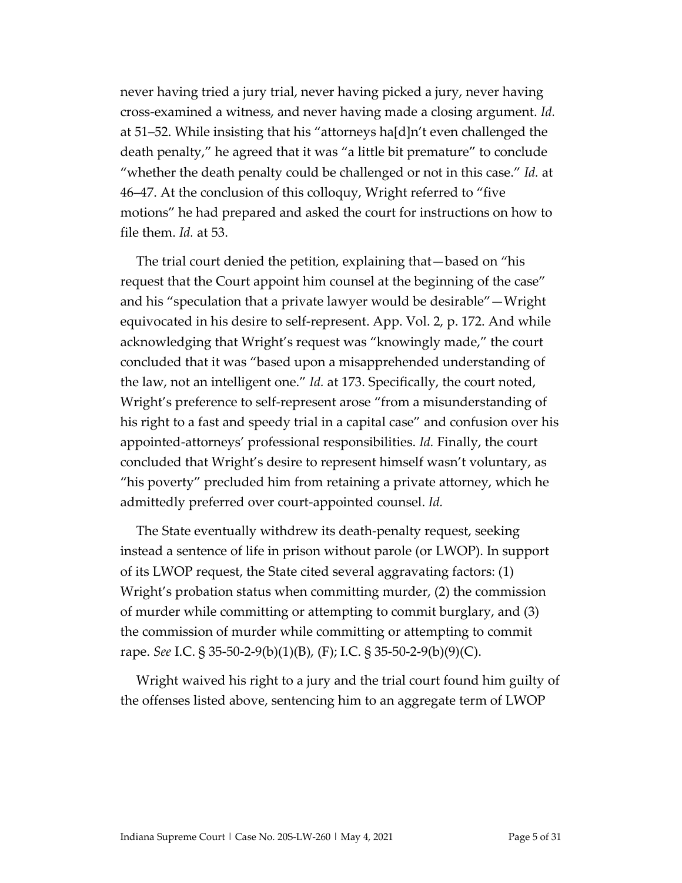never having tried a jury trial, never having picked a jury, never having cross-examined a witness, and never having made a closing argument. *Id.* at 51–52. While insisting that his "attorneys ha[d]n't even challenged the death penalty," he agreed that it was "a little bit premature" to conclude "whether the death penalty could be challenged or not in this case." *Id.* at 46–47. At the conclusion of this colloquy, Wright referred to "five motions" he had prepared and asked the court for instructions on how to file them. *Id.* at 53.

The trial court denied the petition, explaining that—based on "his request that the Court appoint him counsel at the beginning of the case" and his "speculation that a private lawyer would be desirable"—Wright equivocated in his desire to self-represent. App. Vol. 2, p. 172. And while acknowledging that Wright's request was "knowingly made," the court concluded that it was "based upon a misapprehended understanding of the law, not an intelligent one." *Id.* at 173. Specifically, the court noted, Wright's preference to self-represent arose "from a misunderstanding of his right to a fast and speedy trial in a capital case" and confusion over his appointed-attorneys' professional responsibilities. *Id.* Finally, the court concluded that Wright's desire to represent himself wasn't voluntary, as "his poverty" precluded him from retaining a private attorney, which he admittedly preferred over court-appointed counsel. *Id.*

The State eventually withdrew its death-penalty request, seeking instead a sentence of life in prison without parole (or LWOP). In support of its LWOP request, the State cited several aggravating factors: (1) Wright's probation status when committing murder, (2) the commission of murder while committing or attempting to commit burglary, and (3) the commission of murder while committing or attempting to commit rape. *See* I.C. § 35-50-2-9(b)(1)(B), (F); I.C. § 35-50-2-9(b)(9)(C).

Wright waived his right to a jury and the trial court found him guilty of the offenses listed above, sentencing him to an aggregate term of LWOP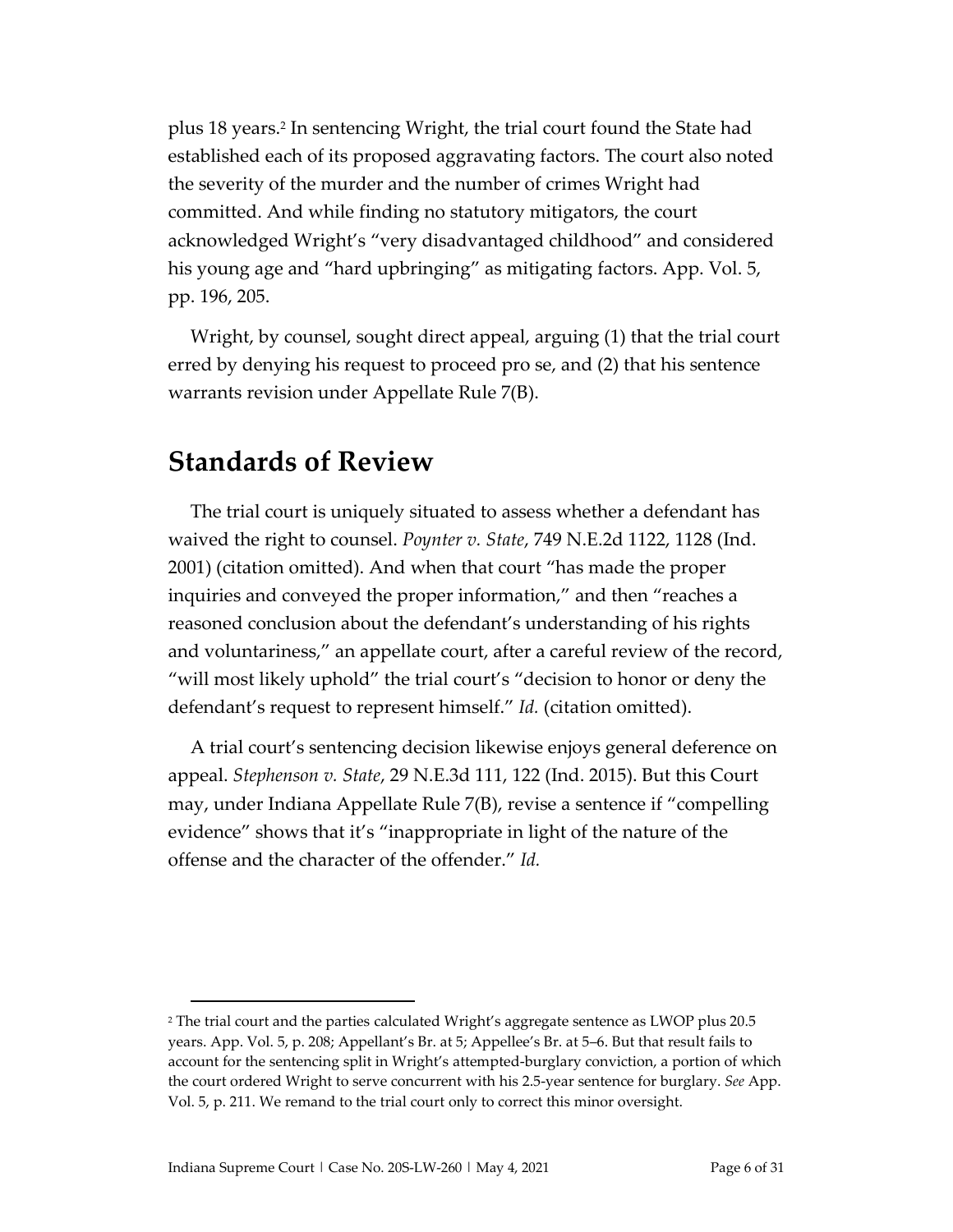plus 18 years.[2] In sentencing Wright, the trial court found the State had established each of its proposed aggravating factors. The court also noted the severity of the murder and the number of crimes Wright had committed. And while finding no statutory mitigators, the court acknowledged Wright's "very disadvantaged childhood" and considered his young age and "hard upbringing" as mitigating factors. App. Vol. 5, pp. 196, 205.

Wright, by counsel, sought direct appeal, arguing (1) that the trial court erred by denying his request to proceed pro se, and (2) that his sentence warrants revision under Appellate Rule 7(B).

## Standards of Review

The trial court is uniquely situated to assess whether a defendant has waived the right to counsel. *Poynter v. State*, 749 N.E.2d 1122, 1128 (Ind. 2001) (citation omitted). And when that court "has made the proper inquiries and conveyed the proper information," and then "reaches a reasoned conclusion about the defendant's understanding of his rights and voluntariness," an appellate court, after a careful review of the record, "will most likely uphold" the trial court's "decision to honor or deny the defendant's request to represent himself." *Id.* (citation omitted).

A trial court's sentencing decision likewise enjoys general deference on appeal. *Stephenson v. State*, 29 N.E.3d 111, 122 (Ind. 2015). But this Court may, under Indiana Appellate Rule 7(B), revise a sentence if "compelling evidence" shows that it's "inappropriate in light of the nature of the offense and the character of the offender." *Id.*

---

[2] The trial court and the parties calculated Wright's aggregate sentence as LWOP plus 20.5 years. App. Vol. 5, p. 208; Appellant's Br. at 5; Appellee's Br. at 5–6. But that result fails to account for the sentencing split in Wright's attempted-burglary conviction, a portion of which the court ordered Wright to serve concurrent with his 2.5-year sentence for burglary. *See* App. Vol. 5, p. 211. We remand to the trial court only to correct this minor oversight.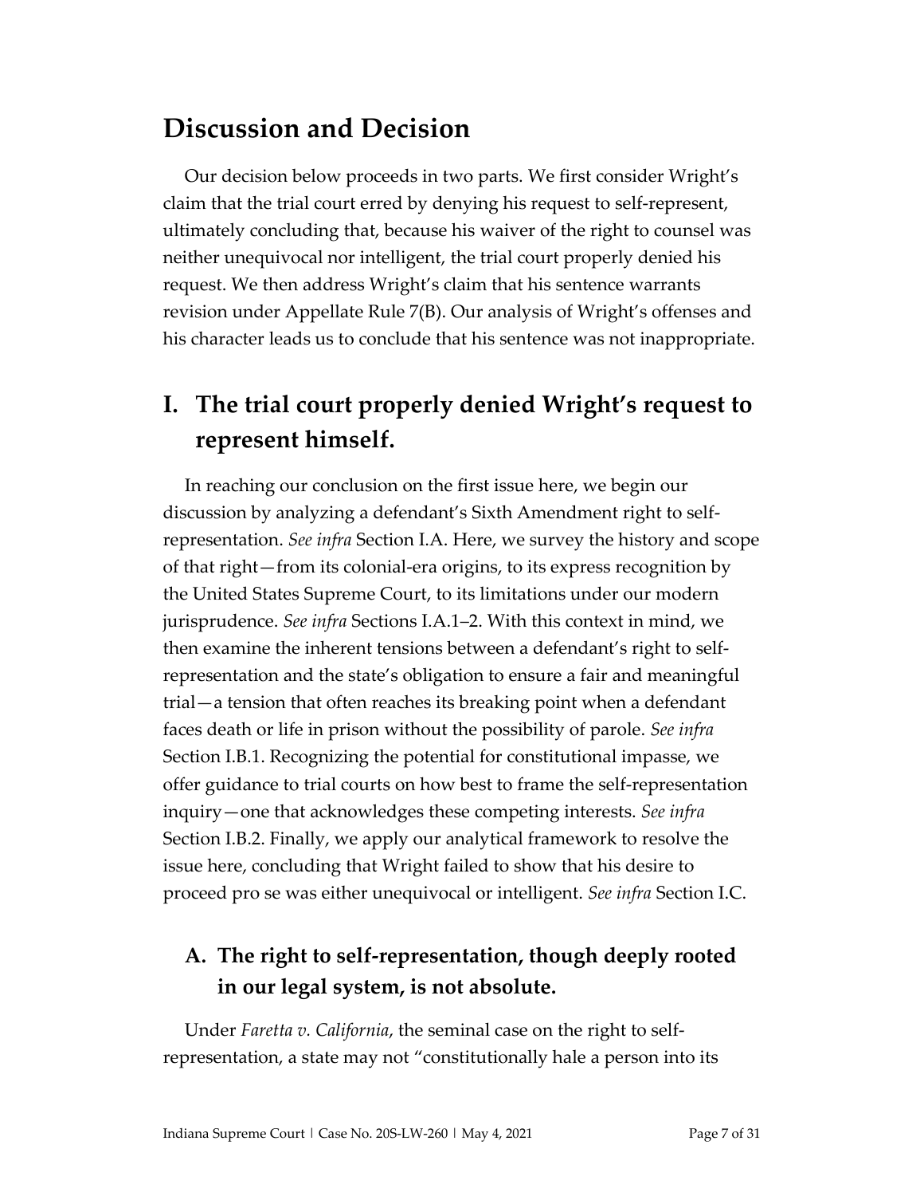# Discussion and Decision

Our decision below proceeds in two parts. We first consider Wright's claim that the trial court erred by denying his request to self-represent, ultimately concluding that, because his waiver of the right to counsel was neither unequivocal nor intelligent, the trial court properly denied his request. We then address Wright's claim that his sentence warrants revision under Appellate Rule 7(B). Our analysis of Wright's offenses and his character leads us to conclude that his sentence was not inappropriate.

## I. The trial court properly denied Wright's request to represent himself.

In reaching our conclusion on the first issue here, we begin our discussion by analyzing a defendant's Sixth Amendment right to self-representation. *See infra* Section I.A. Here, we survey the history and scope of that right—from its colonial-era origins, to its express recognition by the United States Supreme Court, to its limitations under our modern jurisprudence. *See infra* Sections I.A.1–2. With this context in mind, we then examine the inherent tensions between a defendant's right to self-representation and the state's obligation to ensure a fair and meaningful trial—a tension that often reaches its breaking point when a defendant faces death or life in prison without the possibility of parole. *See infra* Section I.B.1. Recognizing the potential for constitutional impasse, we offer guidance to trial courts on how best to frame the self-representation inquiry—one that acknowledges these competing interests. *See infra* Section I.B.2. Finally, we apply our analytical framework to resolve the issue here, concluding that Wright failed to show that his desire to proceed pro se was either unequivocal or intelligent. *See infra* Section I.C.

### A. The right to self-representation, though deeply rooted in our legal system, is not absolute.

Under *Faretta v. California*, the seminal case on the right to self-representation, a state may not "constitutionally hale a person into its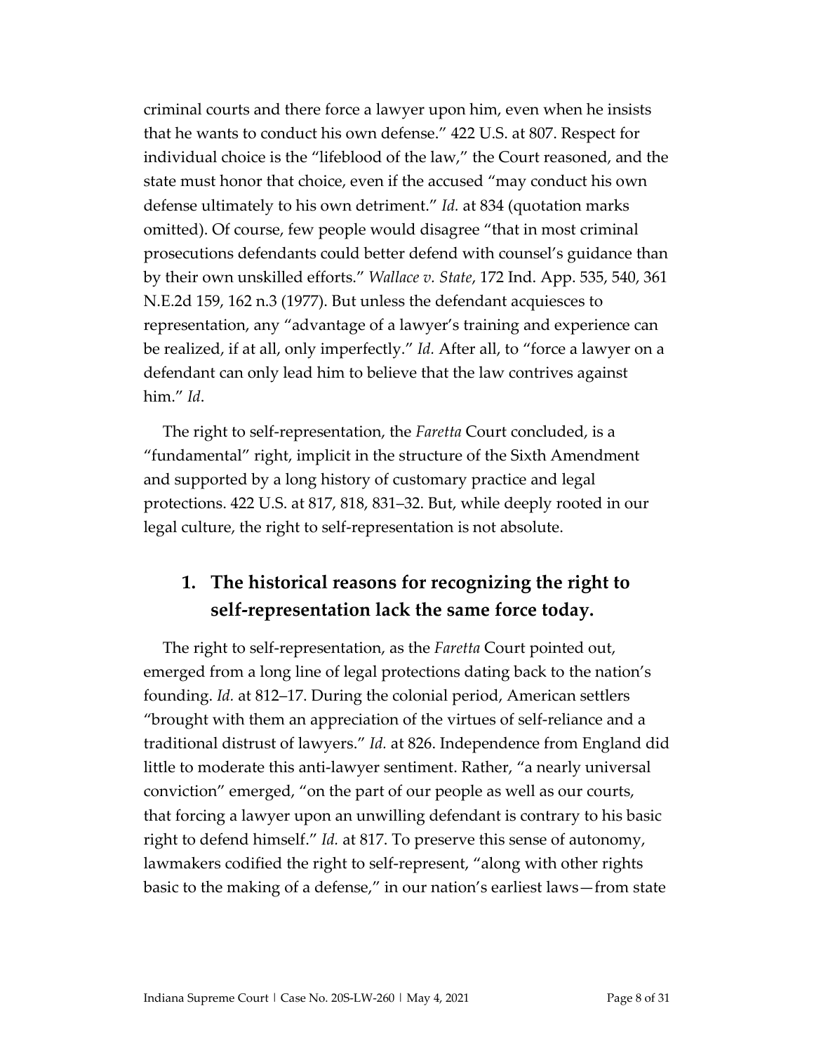criminal courts and there force a lawyer upon him, even when he insists that he wants to conduct his own defense." 422 U.S. at 807. Respect for individual choice is the "lifeblood of the law," the Court reasoned, and the state must honor that choice, even if the accused "may conduct his own defense ultimately to his own detriment." *Id.* at 834 (quotation marks omitted). Of course, few people would disagree "that in most criminal prosecutions defendants could better defend with counsel's guidance than by their own unskilled efforts." *Wallace v. State*, 172 Ind. App. 535, 540, 361 N.E.2d 159, 162 n.3 (1977). But unless the defendant acquiesces to representation, any "advantage of a lawyer's training and experience can be realized, if at all, only imperfectly." *Id.* After all, to "force a lawyer on a defendant can only lead him to believe that the law contrives against him." *Id*.

The right to self-representation, the *Faretta* Court concluded, is a "fundamental" right, implicit in the structure of the Sixth Amendment and supported by a long history of customary practice and legal protections. 422 U.S. at 817, 818, 831–32. But, while deeply rooted in our legal culture, the right to self-representation is not absolute.

### 1. The historical reasons for recognizing the right to self-representation lack the same force today.

The right to self-representation, as the *Faretta* Court pointed out, emerged from a long line of legal protections dating back to the nation's founding. *Id.* at 812–17. During the colonial period, American settlers "brought with them an appreciation of the virtues of self-reliance and a traditional distrust of lawyers." *Id.* at 826. Independence from England did little to moderate this anti-lawyer sentiment. Rather, "a nearly universal conviction" emerged, "on the part of our people as well as our courts, that forcing a lawyer upon an unwilling defendant is contrary to his basic right to defend himself." *Id.* at 817. To preserve this sense of autonomy, lawmakers codified the right to self-represent, "along with other rights basic to the making of a defense," in our nation's earliest laws—from state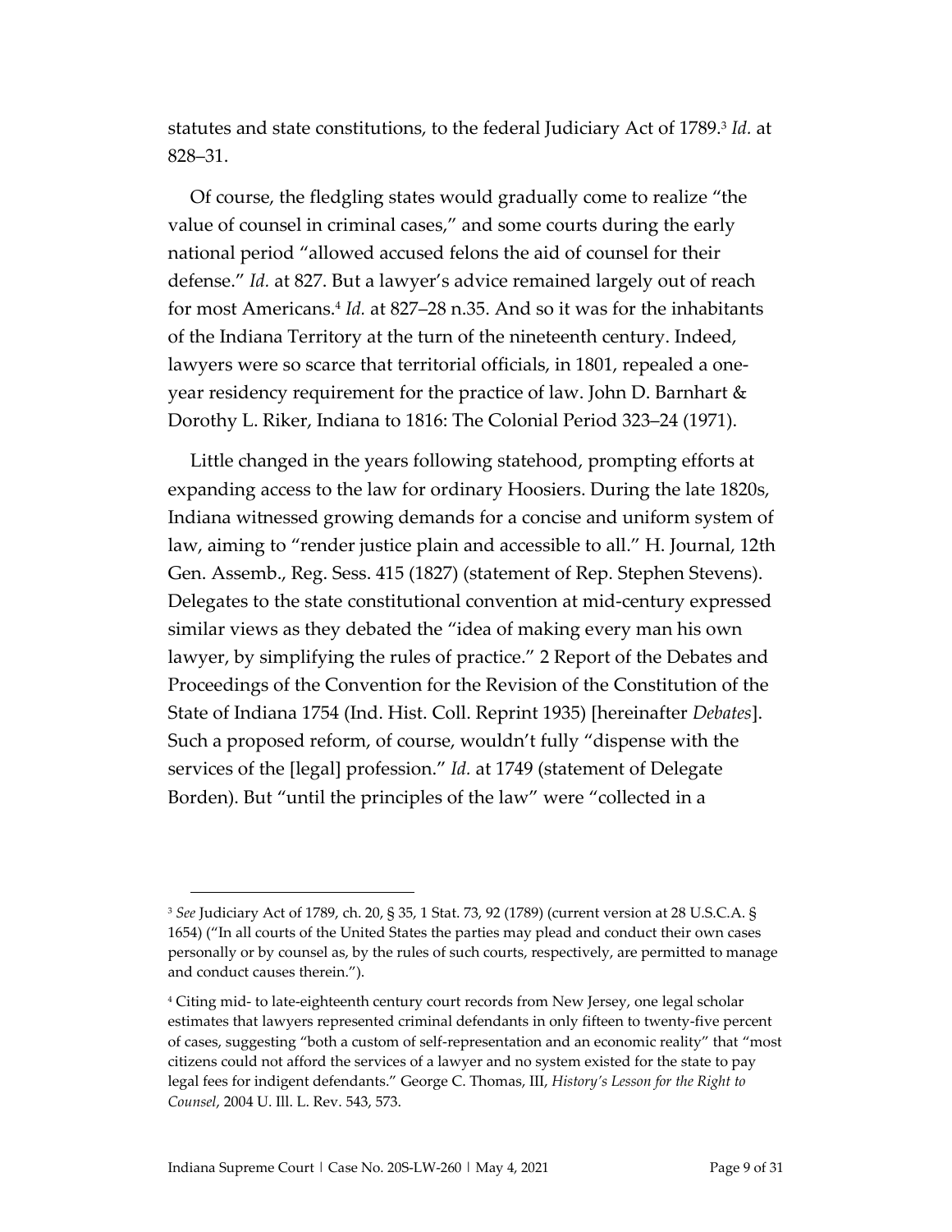statutes and state constitutions, to the federal Judiciary Act of 1789.[3] *Id.* at 828–31.

Of course, the fledgling states would gradually come to realize "the value of counsel in criminal cases," and some courts during the early national period "allowed accused felons the aid of counsel for their defense." *Id.* at 827. But a lawyer's advice remained largely out of reach for most Americans.[4] *Id.* at 827–28 n.35. And so it was for the inhabitants of the Indiana Territory at the turn of the nineteenth century. Indeed, lawyers were so scarce that territorial officials, in 1801, repealed a one-year residency requirement for the practice of law. John D. Barnhart & Dorothy L. Riker, Indiana to 1816: The Colonial Period 323–24 (1971).

Little changed in the years following statehood, prompting efforts at expanding access to the law for ordinary Hoosiers. During the late 1820s, Indiana witnessed growing demands for a concise and uniform system of law, aiming to "render justice plain and accessible to all." H. Journal, 12th Gen. Assemb., Reg. Sess. 415 (1827) (statement of Rep. Stephen Stevens). Delegates to the state constitutional convention at mid-century expressed similar views as they debated the "idea of making every man his own lawyer, by simplifying the rules of practice." 2 Report of the Debates and Proceedings of the Convention for the Revision of the Constitution of the State of Indiana 1754 (Ind. Hist. Coll. Reprint 1935) [hereinafter *Debates*]. Such a proposed reform, of course, wouldn't fully "dispense with the services of the [legal] profession." *Id.* at 1749 (statement of Delegate Borden). But "until the principles of the law" were "collected in a

---

[3] *See* Judiciary Act of 1789, ch. 20, § 35, 1 Stat. 73, 92 (1789) (current version at 28 U.S.C.A. § 1654) ("In all courts of the United States the parties may plead and conduct their own cases personally or by counsel as, by the rules of such courts, respectively, are permitted to manage and conduct causes therein.").

[4] Citing mid- to late-eighteenth century court records from New Jersey, one legal scholar estimates that lawyers represented criminal defendants in only fifteen to twenty-five percent of cases, suggesting "both a custom of self-representation and an economic reality" that "most citizens could not afford the services of a lawyer and no system existed for the state to pay legal fees for indigent defendants." George C. Thomas, III, *History's Lesson for the Right to Counsel*, 2004 U. Ill. L. Rev. 543, 573.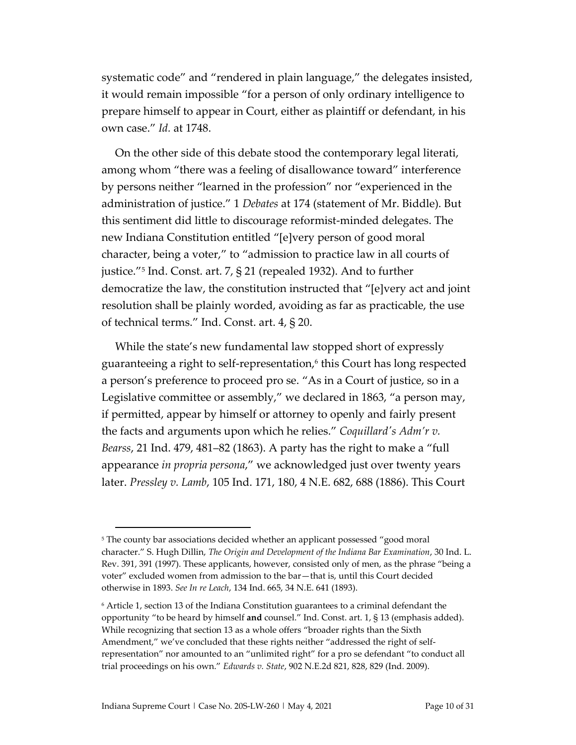systematic code" and "rendered in plain language," the delegates insisted, it would remain impossible "for a person of only ordinary intelligence to prepare himself to appear in Court, either as plaintiff or defendant, in his own case." *Id.* at 1748.

On the other side of this debate stood the contemporary legal literati, among whom "there was a feeling of disallowance toward" interference by persons neither "learned in the profession" nor "experienced in the administration of justice." 1 *Debates* at 174 (statement of Mr. Biddle). But this sentiment did little to discourage reformist-minded delegates. The new Indiana Constitution entitled "[e]very person of good moral character, being a voter," to "admission to practice law in all courts of justice."[5] Ind. Const. art. 7, § 21 (repealed 1932). And to further democratize the law, the constitution instructed that "[e]very act and joint resolution shall be plainly worded, avoiding as far as practicable, the use of technical terms." Ind. Const. art. 4, § 20.

While the state's new fundamental law stopped short of expressly guaranteeing a right to self-representation,[6] this Court has long respected a person's preference to proceed pro se. "As in a Court of justice, so in a Legislative committee or assembly," we declared in 1863, "a person may, if permitted, appear by himself or attorney to openly and fairly present the facts and arguments upon which he relies." *Coquillard's Adm'r v. Bearss*, 21 Ind. 479, 481–82 (1863). A party has the right to make a "full appearance *in propria persona*," we acknowledged just over twenty years later. *Pressley v. Lamb*, 105 Ind. 171, 180, 4 N.E. 682, 688 (1886). This Court

---

[5] The county bar associations decided whether an applicant possessed "good moral character." S. Hugh Dillin, *The Origin and Development of the Indiana Bar Examination*, 30 Ind. L. Rev. 391, 391 (1997). These applicants, however, consisted only of men, as the phrase "being a voter" excluded women from admission to the bar—that is, until this Court decided otherwise in 1893. *See In re Leach*, 134 Ind. 665, 34 N.E. 641 (1893).

[6] Article 1, section 13 of the Indiana Constitution guarantees to a criminal defendant the opportunity "to be heard by himself **and** counsel." Ind. Const. art. 1, § 13 (emphasis added). While recognizing that section 13 as a whole offers "broader rights than the Sixth Amendment," we've concluded that these rights neither "addressed the right of self-representation" nor amounted to an "unlimited right" for a pro se defendant "to conduct all trial proceedings on his own." *Edwards v. State*, 902 N.E.2d 821, 828, 829 (Ind. 2009).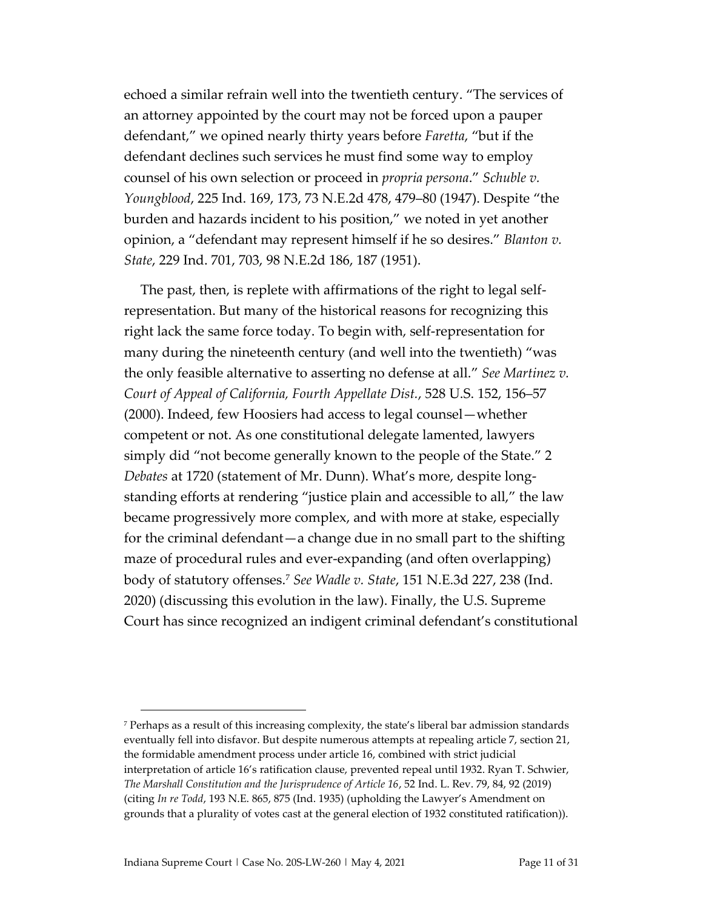echoed a similar refrain well into the twentieth century. "The services of an attorney appointed by the court may not be forced upon a pauper defendant," we opined nearly thirty years before *Faretta*, "but if the defendant declines such services he must find some way to employ counsel of his own selection or proceed in *propria persona*." *Schuble v. Youngblood*, 225 Ind. 169, 173, 73 N.E.2d 478, 479–80 (1947). Despite "the burden and hazards incident to his position," we noted in yet another opinion, a "defendant may represent himself if he so desires." *Blanton v. State*, 229 Ind. 701, 703, 98 N.E.2d 186, 187 (1951).

The past, then, is replete with affirmations of the right to legal self-representation. But many of the historical reasons for recognizing this right lack the same force today. To begin with, self-representation for many during the nineteenth century (and well into the twentieth) "was the only feasible alternative to asserting no defense at all." *See Martinez v. Court of Appeal of California, Fourth Appellate Dist.*, 528 U.S. 152, 156–57 (2000). Indeed, few Hoosiers had access to legal counsel—whether competent or not. As one constitutional delegate lamented, lawyers simply did "not become generally known to the people of the State." 2 *Debates* at 1720 (statement of Mr. Dunn). What's more, despite long-standing efforts at rendering "justice plain and accessible to all," the law became progressively more complex, and with more at stake, especially for the criminal defendant—a change due in no small part to the shifting maze of procedural rules and ever-expanding (and often overlapping) body of statutory offenses.[7] *See Wadle v. State*, 151 N.E.3d 227, 238 (Ind. 2020) (discussing this evolution in the law). Finally, the U.S. Supreme Court has since recognized an indigent criminal defendant's constitutional

---

[7] Perhaps as a result of this increasing complexity, the state's liberal bar admission standards eventually fell into disfavor. But despite numerous attempts at repealing article 7, section 21, the formidable amendment process under article 16, combined with strict judicial interpretation of article 16's ratification clause, prevented repeal until 1932. Ryan T. Schwier, *The Marshall Constitution and the Jurisprudence of Article 16*, 52 Ind. L. Rev. 79, 84, 92 (2019) (citing *In re Todd*, 193 N.E. 865, 875 (Ind. 1935) (upholding the Lawyer's Amendment on grounds that a plurality of votes cast at the general election of 1932 constituted ratification)).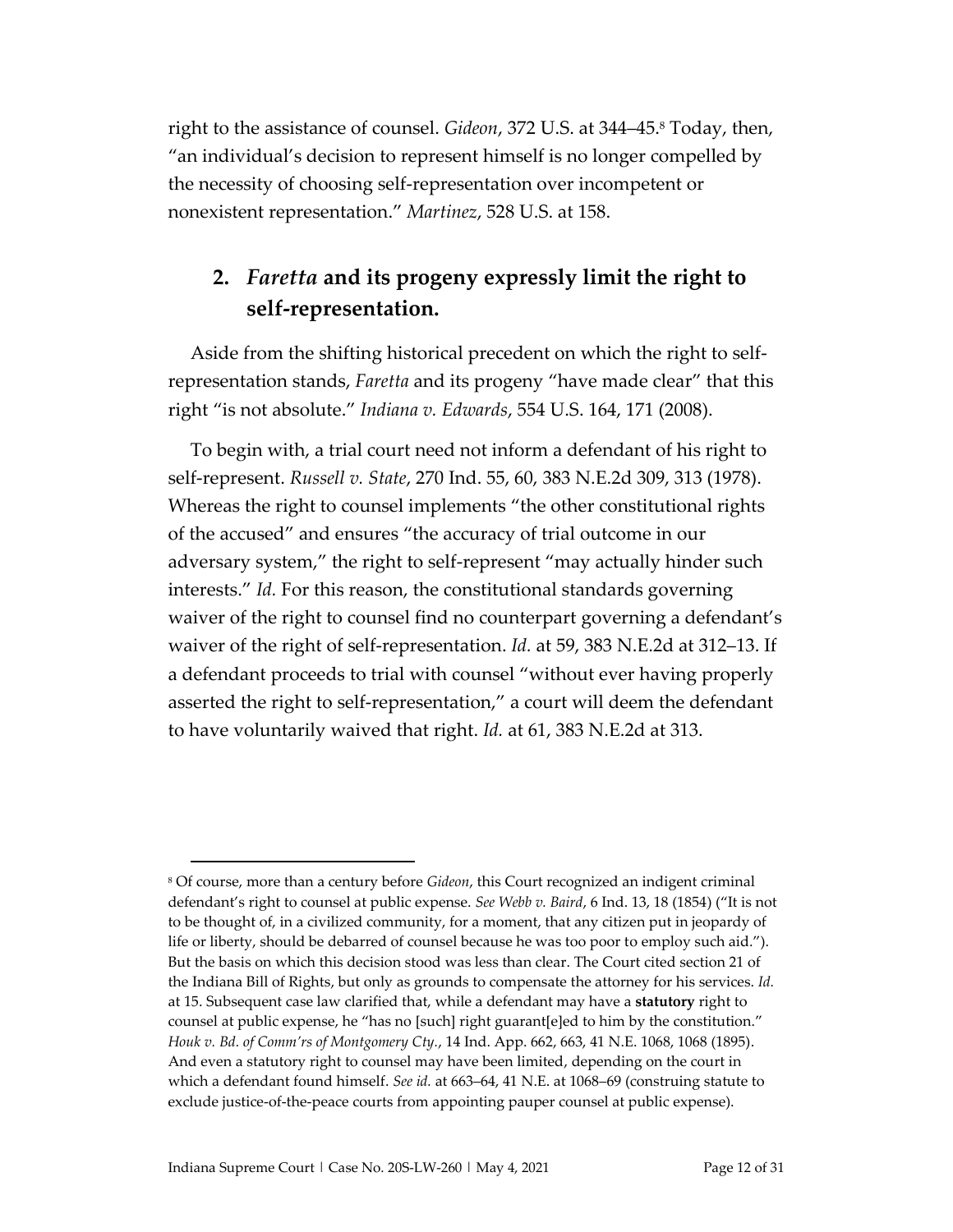right to the assistance of counsel. *Gideon*, 372 U.S. at 344–45.[8] Today, then, "an individual's decision to represent himself is no longer compelled by the necessity of choosing self-representation over incompetent or nonexistent representation." *Martinez*, 528 U.S. at 158.

### 2. *Faretta* and its progeny expressly limit the right to self-representation.

Aside from the shifting historical precedent on which the right to self-representation stands, *Faretta* and its progeny "have made clear" that this right "is not absolute." *Indiana v. Edwards*, 554 U.S. 164, 171 (2008).

To begin with, a trial court need not inform a defendant of his right to self-represent. *Russell v. State*, 270 Ind. 55, 60, 383 N.E.2d 309, 313 (1978). Whereas the right to counsel implements "the other constitutional rights of the accused" and ensures "the accuracy of trial outcome in our adversary system," the right to self-represent "may actually hinder such interests." *Id.* For this reason, the constitutional standards governing waiver of the right to counsel find no counterpart governing a defendant's waiver of the right of self-representation. *Id.* at 59, 383 N.E.2d at 312–13. If a defendant proceeds to trial with counsel "without ever having properly asserted the right to self-representation," a court will deem the defendant to have voluntarily waived that right. *Id.* at 61, 383 N.E.2d at 313.

---

[8] Of course, more than a century before *Gideon*, this Court recognized an indigent criminal defendant's right to counsel at public expense. *See Webb v. Baird*, 6 Ind. 13, 18 (1854) ("It is not to be thought of, in a civilized community, for a moment, that any citizen put in jeopardy of life or liberty, should be debarred of counsel because he was too poor to employ such aid."). But the basis on which this decision stood was less than clear. The Court cited section 21 of the Indiana Bill of Rights, but only as grounds to compensate the attorney for his services. *Id.* at 15. Subsequent case law clarified that, while a defendant may have a **statutory** right to counsel at public expense, he "has no [such] right guarant[e]ed to him by the constitution." *Houk v. Bd. of Comm'rs of Montgomery Cty.*, 14 Ind. App. 662, 663, 41 N.E. 1068, 1068 (1895). And even a statutory right to counsel may have been limited, depending on the court in which a defendant found himself. *See id.* at 663–64, 41 N.E. at 1068–69 (construing statute to exclude justice-of-the-peace courts from appointing pauper counsel at public expense).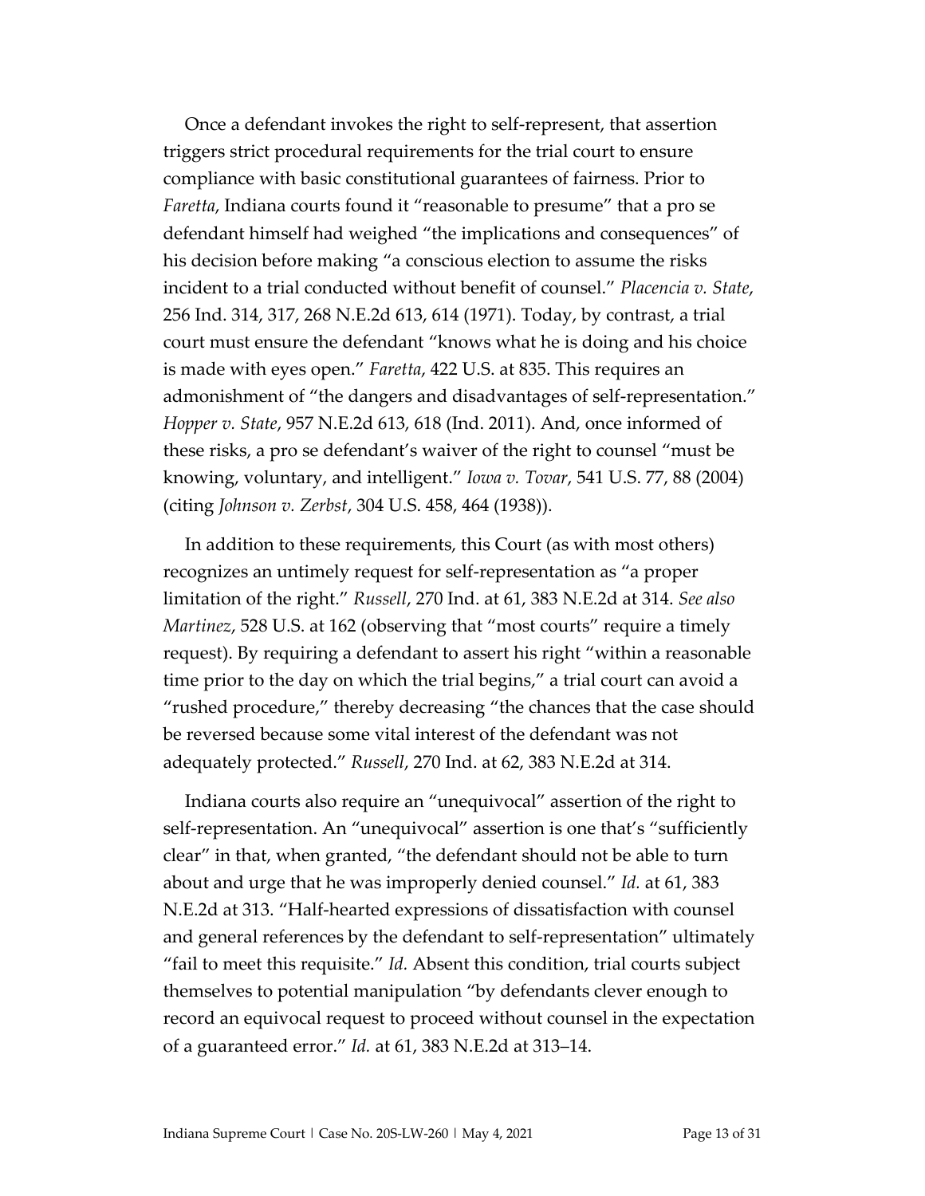Once a defendant invokes the right to self-represent, that assertion triggers strict procedural requirements for the trial court to ensure compliance with basic constitutional guarantees of fairness. Prior to *Faretta*, Indiana courts found it "reasonable to presume" that a pro se defendant himself had weighed "the implications and consequences" of his decision before making "a conscious election to assume the risks incident to a trial conducted without benefit of counsel." *Placencia v. State*, 256 Ind. 314, 317, 268 N.E.2d 613, 614 (1971). Today, by contrast, a trial court must ensure the defendant "knows what he is doing and his choice is made with eyes open." *Faretta*, 422 U.S. at 835. This requires an admonishment of "the dangers and disadvantages of self-representation." *Hopper v. State*, 957 N.E.2d 613, 618 (Ind. 2011). And, once informed of these risks, a pro se defendant's waiver of the right to counsel "must be knowing, voluntary, and intelligent." *Iowa v. Tovar*, 541 U.S. 77, 88 (2004) (citing *Johnson v. Zerbst*, 304 U.S. 458, 464 (1938)).

In addition to these requirements, this Court (as with most others) recognizes an untimely request for self-representation as "a proper limitation of the right." *Russell*, 270 Ind. at 61, 383 N.E.2d at 314. *See also Martinez*, 528 U.S. at 162 (observing that "most courts" require a timely request). By requiring a defendant to assert his right "within a reasonable time prior to the day on which the trial begins," a trial court can avoid a "rushed procedure," thereby decreasing "the chances that the case should be reversed because some vital interest of the defendant was not adequately protected." *Russell*, 270 Ind. at 62, 383 N.E.2d at 314.

Indiana courts also require an "unequivocal" assertion of the right to self-representation. An "unequivocal" assertion is one that's "sufficiently clear" in that, when granted, "the defendant should not be able to turn about and urge that he was improperly denied counsel." *Id.* at 61, 383 N.E.2d at 313. "Half-hearted expressions of dissatisfaction with counsel and general references by the defendant to self-representation" ultimately "fail to meet this requisite." *Id.* Absent this condition, trial courts subject themselves to potential manipulation "by defendants clever enough to record an equivocal request to proceed without counsel in the expectation of a guaranteed error." *Id.* at 61, 383 N.E.2d at 313–14.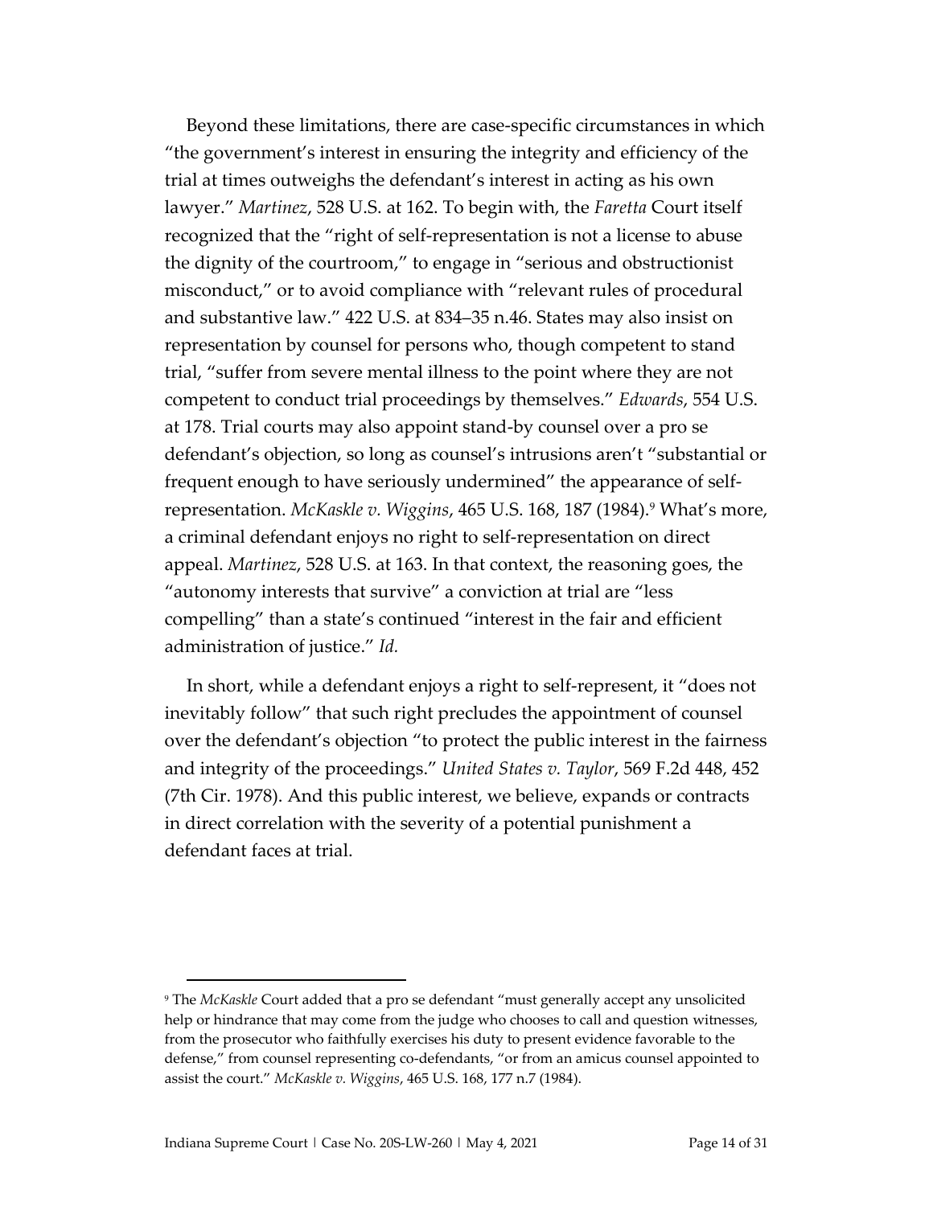Beyond these limitations, there are case-specific circumstances in which "the government's interest in ensuring the integrity and efficiency of the trial at times outweighs the defendant's interest in acting as his own lawyer." *Martinez*, 528 U.S. at 162. To begin with, the *Faretta* Court itself recognized that the "right of self-representation is not a license to abuse the dignity of the courtroom," to engage in "serious and obstructionist misconduct," or to avoid compliance with "relevant rules of procedural and substantive law." 422 U.S. at 834–35 n.46. States may also insist on representation by counsel for persons who, though competent to stand trial, "suffer from severe mental illness to the point where they are not competent to conduct trial proceedings by themselves." *Edwards*, 554 U.S. at 178. Trial courts may also appoint stand-by counsel over a pro se defendant's objection, so long as counsel's intrusions aren't "substantial or frequent enough to have seriously undermined" the appearance of self-representation. *McKaskle v. Wiggins*, 465 U.S. 168, 187 (1984).[9] What's more, a criminal defendant enjoys no right to self-representation on direct appeal. *Martinez*, 528 U.S. at 163. In that context, the reasoning goes, the "autonomy interests that survive" a conviction at trial are "less compelling" than a state's continued "interest in the fair and efficient administration of justice." *Id.*

In short, while a defendant enjoys a right to self-represent, it "does not inevitably follow" that such right precludes the appointment of counsel over the defendant's objection "to protect the public interest in the fairness and integrity of the proceedings." *United States v. Taylor*, 569 F.2d 448, 452 (7th Cir. 1978). And this public interest, we believe, expands or contracts in direct correlation with the severity of a potential punishment a defendant faces at trial.

---

[9] The *McKaskle* Court added that a pro se defendant "must generally accept any unsolicited help or hindrance that may come from the judge who chooses to call and question witnesses, from the prosecutor who faithfully exercises his duty to present evidence favorable to the defense," from counsel representing co-defendants, "or from an amicus counsel appointed to assist the court." *McKaskle v. Wiggins*, 465 U.S. 168, 177 n.7 (1984).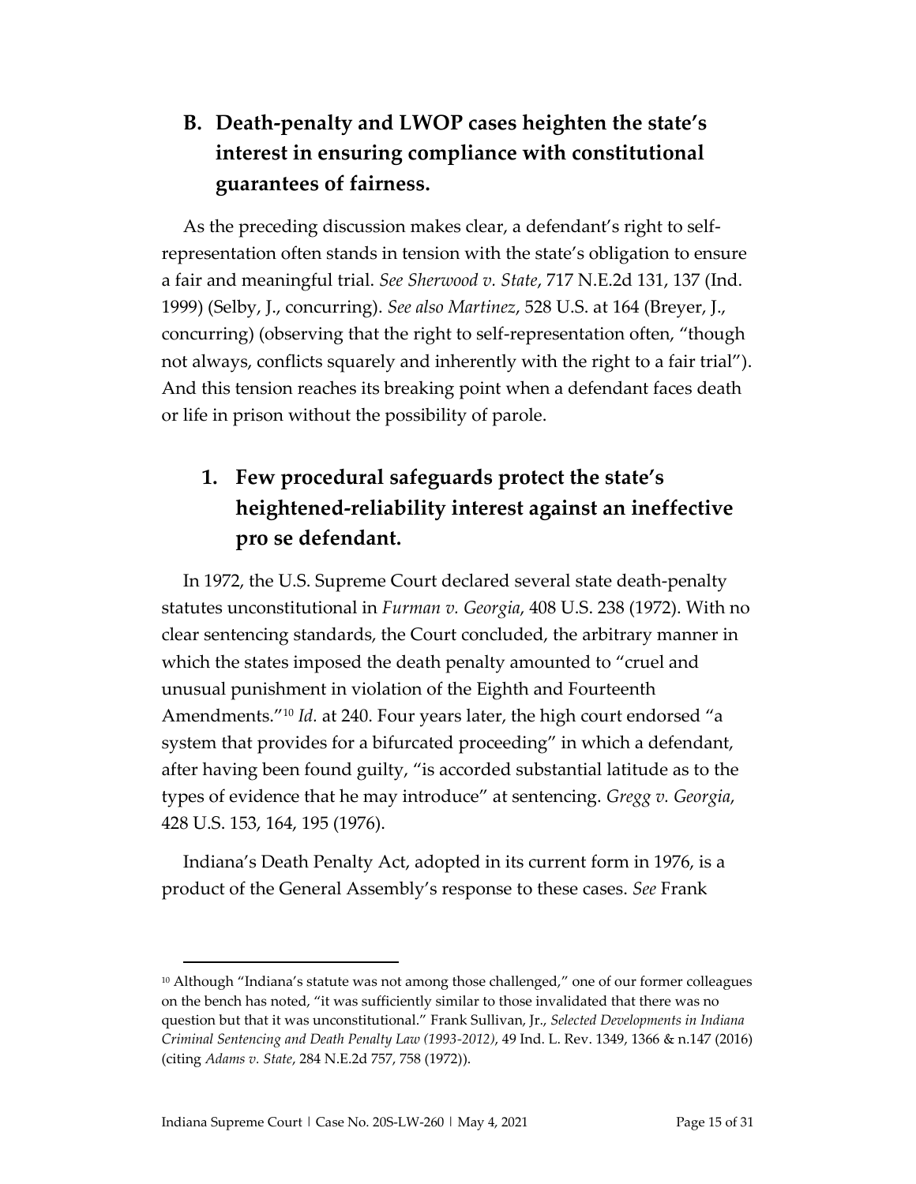## B. Death-penalty and LWOP cases heighten the state's interest in ensuring compliance with constitutional guarantees of fairness.

As the preceding discussion makes clear, a defendant's right to self-representation often stands in tension with the state's obligation to ensure a fair and meaningful trial. *See Sherwood v. State*, 717 N.E.2d 131, 137 (Ind. 1999) (Selby, J., concurring). *See also Martinez*, 528 U.S. at 164 (Breyer, J., concurring) (observing that the right to self-representation often, "though not always, conflicts squarely and inherently with the right to a fair trial"). And this tension reaches its breaking point when a defendant faces death or life in prison without the possibility of parole.

### 1. Few procedural safeguards protect the state's heightened-reliability interest against an ineffective pro se defendant.

In 1972, the U.S. Supreme Court declared several state death-penalty statutes unconstitutional in *Furman v. Georgia*, 408 U.S. 238 (1972). With no clear sentencing standards, the Court concluded, the arbitrary manner in which the states imposed the death penalty amounted to "cruel and unusual punishment in violation of the Eighth and Fourteenth Amendments."[10] *Id.* at 240. Four years later, the high court endorsed "a system that provides for a bifurcated proceeding" in which a defendant, after having been found guilty, "is accorded substantial latitude as to the types of evidence that he may introduce" at sentencing. *Gregg v. Georgia*, 428 U.S. 153, 164, 195 (1976).

Indiana's Death Penalty Act, adopted in its current form in 1976, is a product of the General Assembly's response to these cases. *See* Frank

---

[10] Although "Indiana's statute was not among those challenged," one of our former colleagues on the bench has noted, "it was sufficiently similar to those invalidated that there was no question but that it was unconstitutional." Frank Sullivan, Jr., *Selected Developments in Indiana Criminal Sentencing and Death Penalty Law (1993-2012)*, 49 Ind. L. Rev. 1349, 1366 & n.147 (2016) (citing *Adams v. State*, 284 N.E.2d 757, 758 (1972)).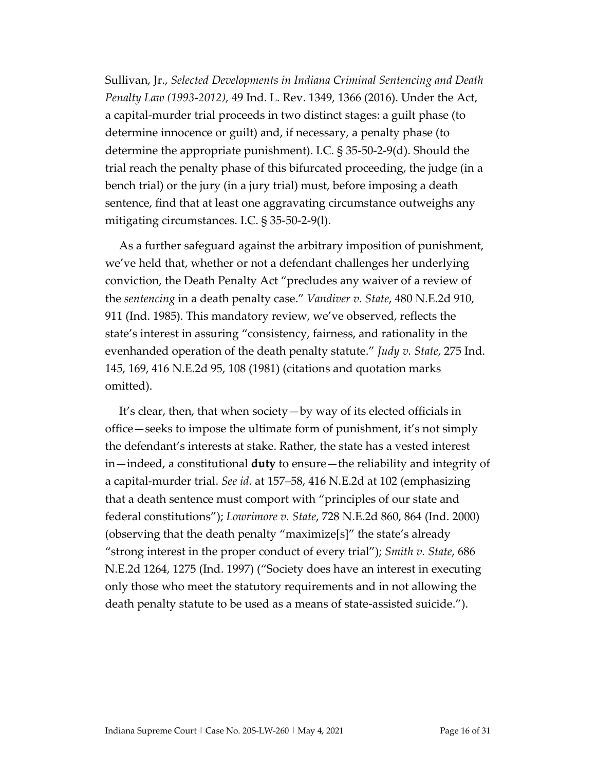Sullivan, Jr., *Selected Developments in Indiana Criminal Sentencing and Death Penalty Law (1993-2012)*, 49 Ind. L. Rev. 1349, 1366 (2016). Under the Act, a capital-murder trial proceeds in two distinct stages: a guilt phase (to determine innocence or guilt) and, if necessary, a penalty phase (to determine the appropriate punishment). I.C. § 35-50-2-9(d). Should the trial reach the penalty phase of this bifurcated proceeding, the judge (in a bench trial) or the jury (in a jury trial) must, before imposing a death sentence, find that at least one aggravating circumstance outweighs any mitigating circumstances. I.C. § 35-50-2-9(l).

As a further safeguard against the arbitrary imposition of punishment, we've held that, whether or not a defendant challenges her underlying conviction, the Death Penalty Act "precludes any waiver of a review of the *sentencing* in a death penalty case." *Vandiver v. State*, 480 N.E.2d 910, 911 (Ind. 1985). This mandatory review, we've observed, reflects the state's interest in assuring "consistency, fairness, and rationality in the evenhanded operation of the death penalty statute." *Judy v. State*, 275 Ind. 145, 169, 416 N.E.2d 95, 108 (1981) (citations and quotation marks omitted).

It's clear, then, that when society—by way of its elected officials in office—seeks to impose the ultimate form of punishment, it's not simply the defendant's interests at stake. Rather, the state has a vested interest in—indeed, a constitutional **duty** to ensure—the reliability and integrity of a capital-murder trial. *See id.* at 157–58, 416 N.E.2d at 102 (emphasizing that a death sentence must comport with "principles of our state and federal constitutions"); *Lowrimore v. State*, 728 N.E.2d 860, 864 (Ind. 2000) (observing that the death penalty "maximize[s]" the state's already "strong interest in the proper conduct of every trial"); *Smith v. State*, 686 N.E.2d 1264, 1275 (Ind. 1997) ("Society does have an interest in executing only those who meet the statutory requirements and in not allowing the death penalty statute to be used as a means of state-assisted suicide.").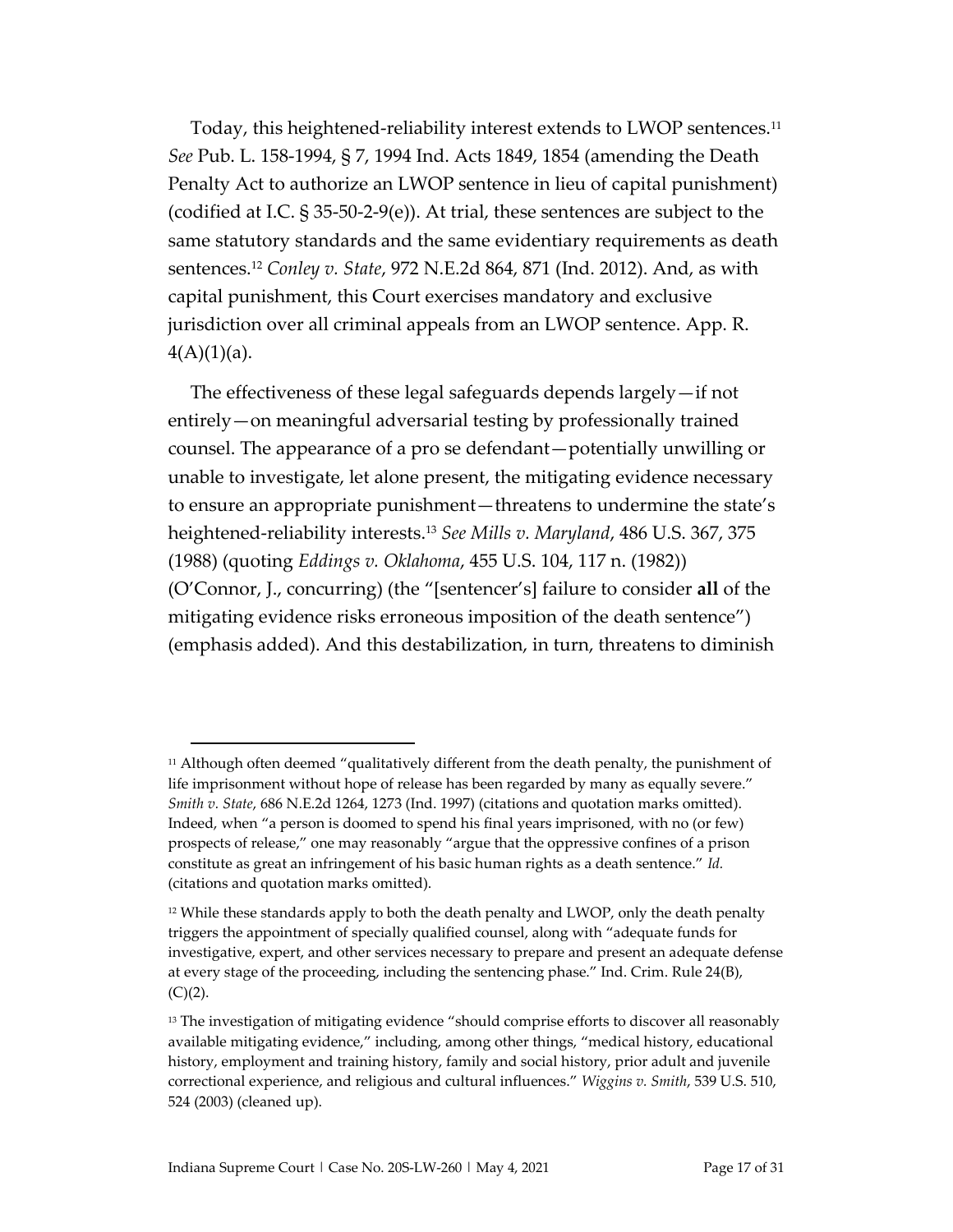Today, this heightened-reliability interest extends to LWOP sentences.[11] *See* Pub. L. 158-1994, § 7, 1994 Ind. Acts 1849, 1854 (amending the Death Penalty Act to authorize an LWOP sentence in lieu of capital punishment) (codified at I.C. § 35-50-2-9(e)). At trial, these sentences are subject to the same statutory standards and the same evidentiary requirements as death sentences.[12] *Conley v. State*, 972 N.E.2d 864, 871 (Ind. 2012). And, as with capital punishment, this Court exercises mandatory and exclusive jurisdiction over all criminal appeals from an LWOP sentence. App. R. 4(A)(1)(a).

The effectiveness of these legal safeguards depends largely—if not entirely—on meaningful adversarial testing by professionally trained counsel. The appearance of a pro se defendant—potentially unwilling or unable to investigate, let alone present, the mitigating evidence necessary to ensure an appropriate punishment—threatens to undermine the state's heightened-reliability interests.[13] *See Mills v. Maryland*, 486 U.S. 367, 375 (1988) (quoting *Eddings v. Oklahoma*, 455 U.S. 104, 117 n. (1982)) (O'Connor, J., concurring) (the "[sentencer's] failure to consider **all** of the mitigating evidence risks erroneous imposition of the death sentence") (emphasis added). And this destabilization, in turn, threatens to diminish

---

[11] Although often deemed "qualitatively different from the death penalty, the punishment of life imprisonment without hope of release has been regarded by many as equally severe." *Smith v. State*, 686 N.E.2d 1264, 1273 (Ind. 1997) (citations and quotation marks omitted). Indeed, when "a person is doomed to spend his final years imprisoned, with no (or few) prospects of release," one may reasonably "argue that the oppressive confines of a prison constitute as great an infringement of his basic human rights as a death sentence." *Id.* (citations and quotation marks omitted).

[12] While these standards apply to both the death penalty and LWOP, only the death penalty triggers the appointment of specially qualified counsel, along with "adequate funds for investigative, expert, and other services necessary to prepare and present an adequate defense at every stage of the proceeding, including the sentencing phase." Ind. Crim. Rule 24(B), (C)(2).

[13] The investigation of mitigating evidence "should comprise efforts to discover all reasonably available mitigating evidence," including, among other things, "medical history, educational history, employment and training history, family and social history, prior adult and juvenile correctional experience, and religious and cultural influences." *Wiggins v. Smith*, 539 U.S. 510, 524 (2003) (cleaned up).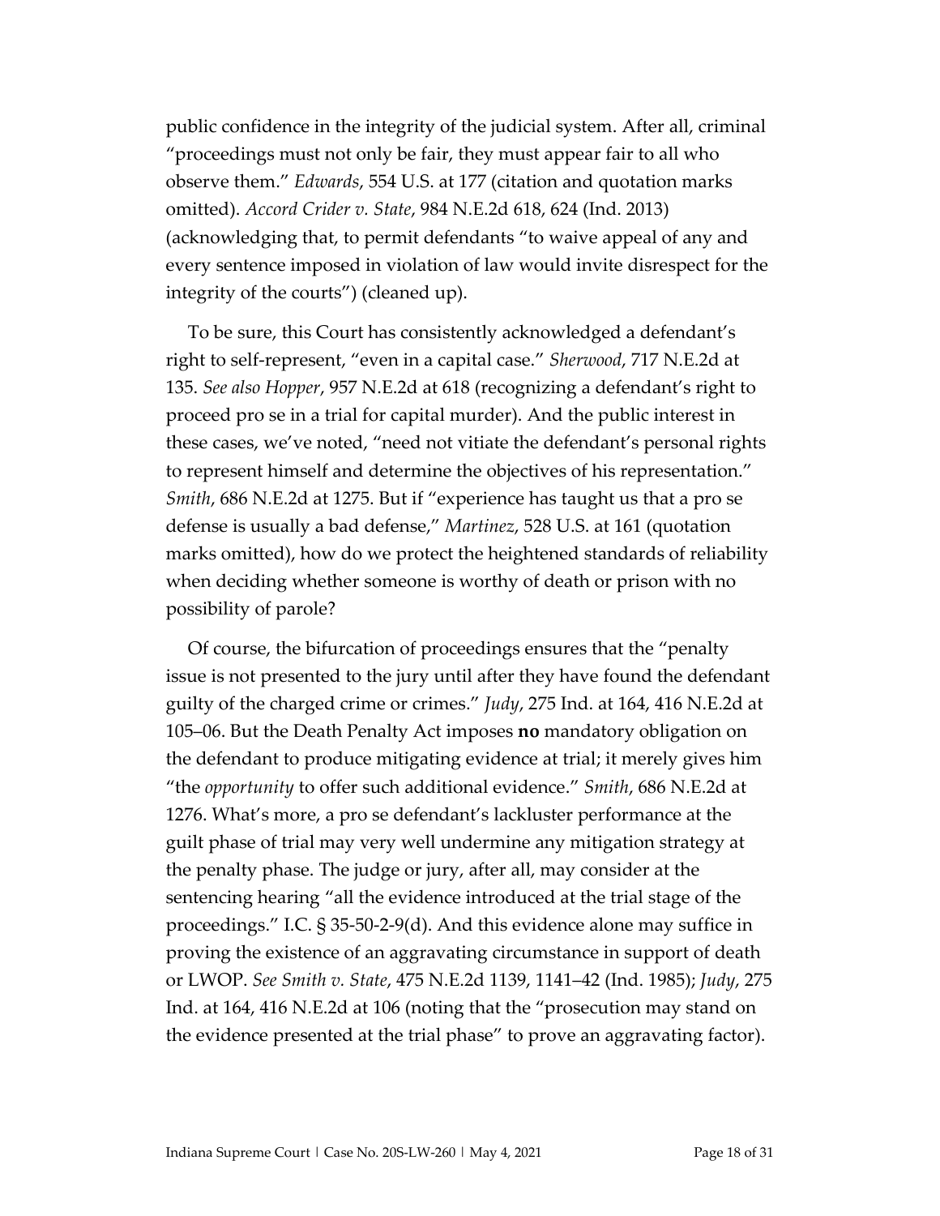public confidence in the integrity of the judicial system. After all, criminal "proceedings must not only be fair, they must appear fair to all who observe them." *Edwards*, 554 U.S. at 177 (citation and quotation marks omitted). *Accord Crider v. State*, 984 N.E.2d 618, 624 (Ind. 2013) (acknowledging that, to permit defendants "to waive appeal of any and every sentence imposed in violation of law would invite disrespect for the integrity of the courts") (cleaned up).

To be sure, this Court has consistently acknowledged a defendant's right to self-represent, "even in a capital case." *Sherwood*, 717 N.E.2d at 135. *See also Hopper*, 957 N.E.2d at 618 (recognizing a defendant's right to proceed pro se in a trial for capital murder). And the public interest in these cases, we've noted, "need not vitiate the defendant's personal rights to represent himself and determine the objectives of his representation." *Smith*, 686 N.E.2d at 1275. But if "experience has taught us that a pro se defense is usually a bad defense," *Martinez*, 528 U.S. at 161 (quotation marks omitted), how do we protect the heightened standards of reliability when deciding whether someone is worthy of death or prison with no possibility of parole?

Of course, the bifurcation of proceedings ensures that the "penalty issue is not presented to the jury until after they have found the defendant guilty of the charged crime or crimes." *Judy*, 275 Ind. at 164, 416 N.E.2d at 105–06. But the Death Penalty Act imposes **no** mandatory obligation on the defendant to produce mitigating evidence at trial; it merely gives him "the *opportunity* to offer such additional evidence." *Smith*, 686 N.E.2d at 1276. What's more, a pro se defendant's lackluster performance at the guilt phase of trial may very well undermine any mitigation strategy at the penalty phase. The judge or jury, after all, may consider at the sentencing hearing "all the evidence introduced at the trial stage of the proceedings." I.C. § 35-50-2-9(d). And this evidence alone may suffice in proving the existence of an aggravating circumstance in support of death or LWOP. *See Smith v. State*, 475 N.E.2d 1139, 1141–42 (Ind. 1985); *Judy*, 275 Ind. at 164, 416 N.E.2d at 106 (noting that the "prosecution may stand on the evidence presented at the trial phase" to prove an aggravating factor).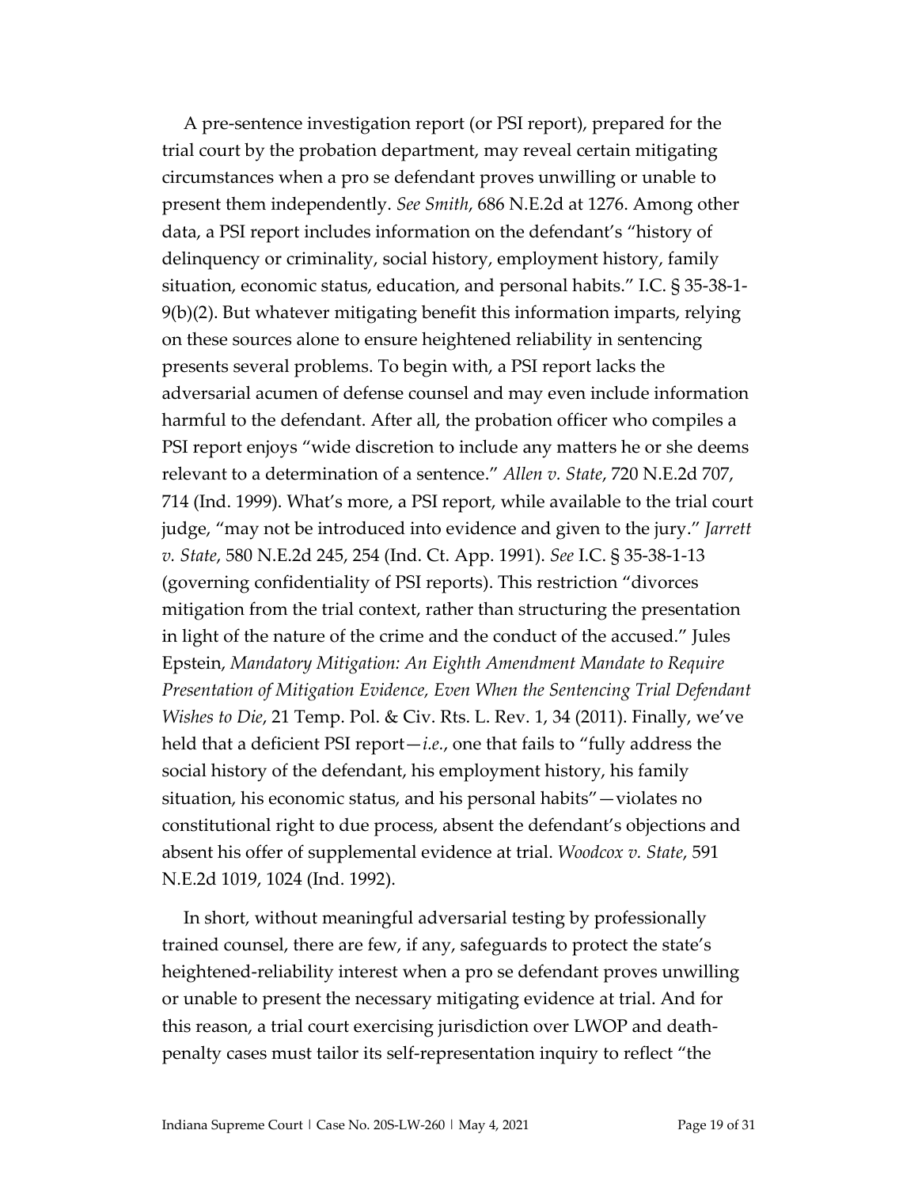A pre-sentence investigation report (or PSI report), prepared for the trial court by the probation department, may reveal certain mitigating circumstances when a pro se defendant proves unwilling or unable to present them independently. *See Smith*, 686 N.E.2d at 1276. Among other data, a PSI report includes information on the defendant's "history of delinquency or criminality, social history, employment history, family situation, economic status, education, and personal habits." I.C. § 35-38-1-9(b)(2). But whatever mitigating benefit this information imparts, relying on these sources alone to ensure heightened reliability in sentencing presents several problems. To begin with, a PSI report lacks the adversarial acumen of defense counsel and may even include information harmful to the defendant. After all, the probation officer who compiles a PSI report enjoys "wide discretion to include any matters he or she deems relevant to a determination of a sentence." *Allen v. State*, 720 N.E.2d 707, 714 (Ind. 1999). What's more, a PSI report, while available to the trial court judge, "may not be introduced into evidence and given to the jury." *Jarrett v. State*, 580 N.E.2d 245, 254 (Ind. Ct. App. 1991). *See* I.C. § 35-38-1-13 (governing confidentiality of PSI reports). This restriction "divorces mitigation from the trial context, rather than structuring the presentation in light of the nature of the crime and the conduct of the accused." Jules Epstein, *Mandatory Mitigation: An Eighth Amendment Mandate to Require Presentation of Mitigation Evidence, Even When the Sentencing Trial Defendant Wishes to Die*, 21 Temp. Pol. & Civ. Rts. L. Rev. 1, 34 (2011). Finally, we've held that a deficient PSI report—*i.e.*, one that fails to "fully address the social history of the defendant, his employment history, his family situation, his economic status, and his personal habits"—violates no constitutional right to due process, absent the defendant's objections and absent his offer of supplemental evidence at trial. *Woodcox v. State*, 591 N.E.2d 1019, 1024 (Ind. 1992).

In short, without meaningful adversarial testing by professionally trained counsel, there are few, if any, safeguards to protect the state's heightened-reliability interest when a pro se defendant proves unwilling or unable to present the necessary mitigating evidence at trial. And for this reason, a trial court exercising jurisdiction over LWOP and death-penalty cases must tailor its self-representation inquiry to reflect "the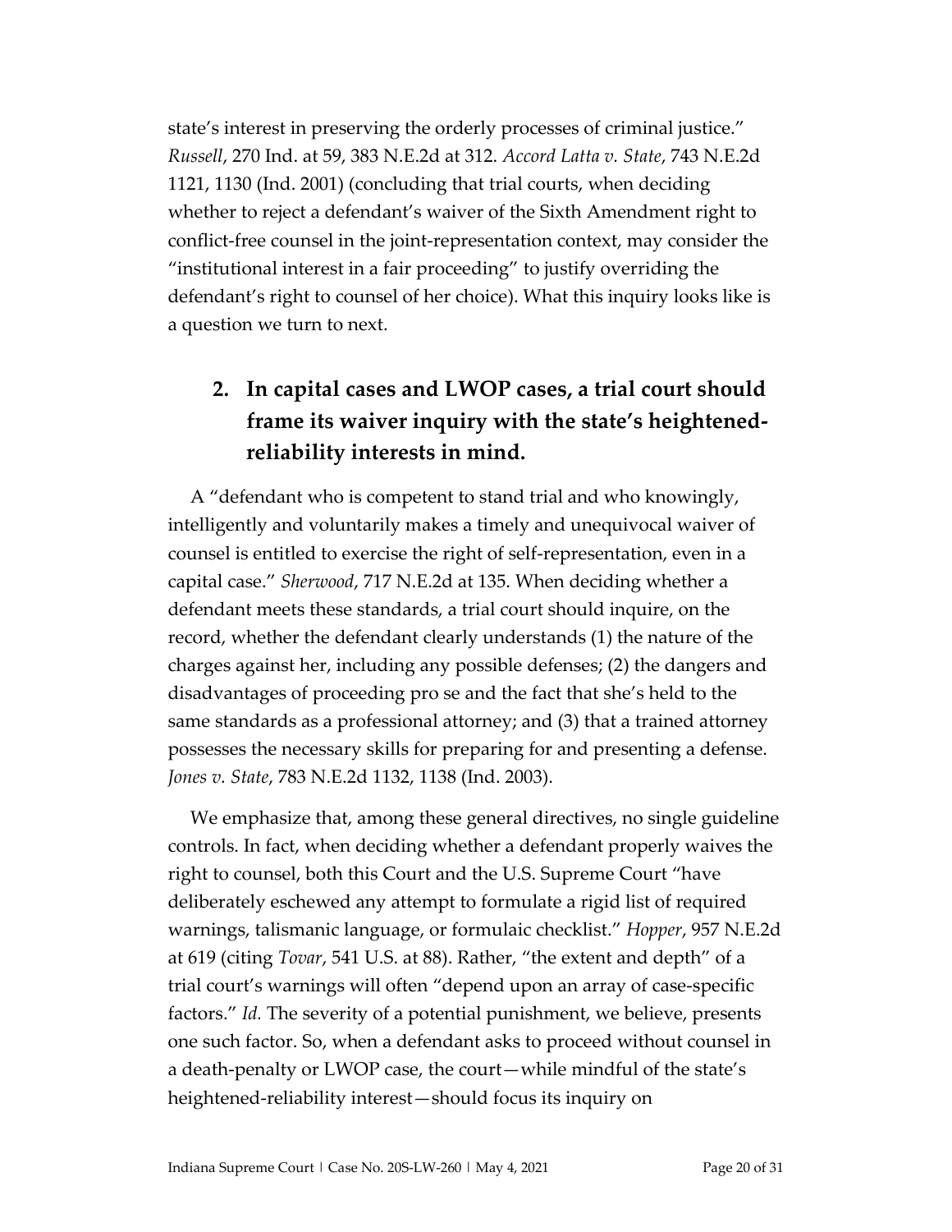state's interest in preserving the orderly processes of criminal justice." *Russell*, 270 Ind. at 59, 383 N.E.2d at 312. *Accord Latta v. State*, 743 N.E.2d 1121, 1130 (Ind. 2001) (concluding that trial courts, when deciding whether to reject a defendant's waiver of the Sixth Amendment right to conflict-free counsel in the joint-representation context, may consider the "institutional interest in a fair proceeding" to justify overriding the defendant's right to counsel of her choice). What this inquiry looks like is a question we turn to next.

### 2. In capital cases and LWOP cases, a trial court should frame its waiver inquiry with the state's heightened-reliability interests in mind.

A "defendant who is competent to stand trial and who knowingly, intelligently and voluntarily makes a timely and unequivocal waiver of counsel is entitled to exercise the right of self-representation, even in a capital case." *Sherwood*, 717 N.E.2d at 135. When deciding whether a defendant meets these standards, a trial court should inquire, on the record, whether the defendant clearly understands (1) the nature of the charges against her, including any possible defenses; (2) the dangers and disadvantages of proceeding pro se and the fact that she's held to the same standards as a professional attorney; and (3) that a trained attorney possesses the necessary skills for preparing for and presenting a defense. *Jones v. State*, 783 N.E.2d 1132, 1138 (Ind. 2003).

We emphasize that, among these general directives, no single guideline controls. In fact, when deciding whether a defendant properly waives the right to counsel, both this Court and the U.S. Supreme Court "have deliberately eschewed any attempt to formulate a rigid list of required warnings, talismanic language, or formulaic checklist." *Hopper*, 957 N.E.2d at 619 (citing *Tovar*, 541 U.S. at 88). Rather, "the extent and depth" of a trial court's warnings will often "depend upon an array of case-specific factors." *Id.* The severity of a potential punishment, we believe, presents one such factor. So, when a defendant asks to proceed without counsel in a death-penalty or LWOP case, the court—while mindful of the state's heightened-reliability interest—should focus its inquiry on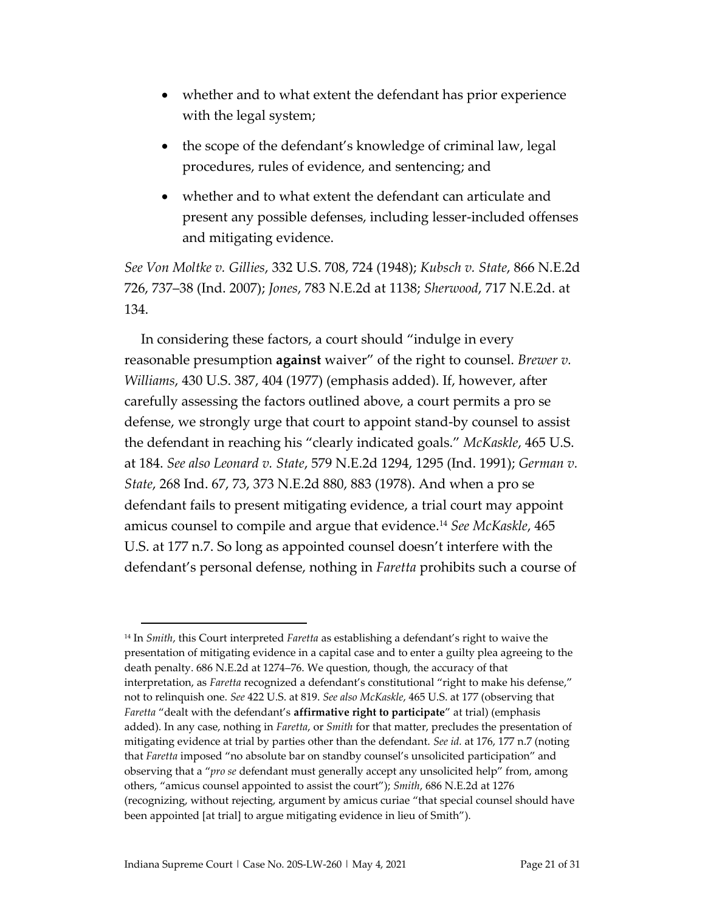- whether and to what extent the defendant has prior experience with the legal system;
- the scope of the defendant's knowledge of criminal law, legal procedures, rules of evidence, and sentencing; and
- whether and to what extent the defendant can articulate and present any possible defenses, including lesser-included offenses and mitigating evidence.

*See Von Moltke v. Gillies*, 332 U.S. 708, 724 (1948); *Kubsch v. State*, 866 N.E.2d 726, 737–38 (Ind. 2007); *Jones*, 783 N.E.2d at 1138; *Sherwood*, 717 N.E.2d. at 134.

In considering these factors, a court should "indulge in every reasonable presumption **against** waiver" of the right to counsel. *Brewer v. Williams*, 430 U.S. 387, 404 (1977) (emphasis added). If, however, after carefully assessing the factors outlined above, a court permits a pro se defense, we strongly urge that court to appoint stand-by counsel to assist the defendant in reaching his "clearly indicated goals." *McKaskle*, 465 U.S. at 184. *See also Leonard v. State*, 579 N.E.2d 1294, 1295 (Ind. 1991); *German v. State*, 268 Ind. 67, 73, 373 N.E.2d 880, 883 (1978). And when a pro se defendant fails to present mitigating evidence, a trial court may appoint amicus counsel to compile and argue that evidence.[14] *See McKaskle*, 465 U.S. at 177 n.7. So long as appointed counsel doesn't interfere with the defendant's personal defense, nothing in *Faretta* prohibits such a course of

[14] In *Smith*, this Court interpreted *Faretta* as establishing a defendant's right to waive the presentation of mitigating evidence in a capital case and to enter a guilty plea agreeing to the death penalty. 686 N.E.2d at 1274–76. We question, though, the accuracy of that interpretation, as *Faretta* recognized a defendant's constitutional "right to make his defense," not to relinquish one. *See* 422 U.S. at 819. *See also McKaskle*, 465 U.S. at 177 (observing that *Faretta* "dealt with the defendant's **affirmative right to participate**" at trial) (emphasis added). In any case, nothing in *Faretta*, or *Smith* for that matter, precludes the presentation of mitigating evidence at trial by parties other than the defendant. *See id.* at 176, 177 n.7 (noting that *Faretta* imposed "no absolute bar on standby counsel's unsolicited participation" and observing that a "*pro se* defendant must generally accept any unsolicited help" from, among others, "amicus counsel appointed to assist the court"); *Smith*, 686 N.E.2d at 1276 (recognizing, without rejecting, argument by amicus curiae "that special counsel should have been appointed [at trial] to argue mitigating evidence in lieu of Smith").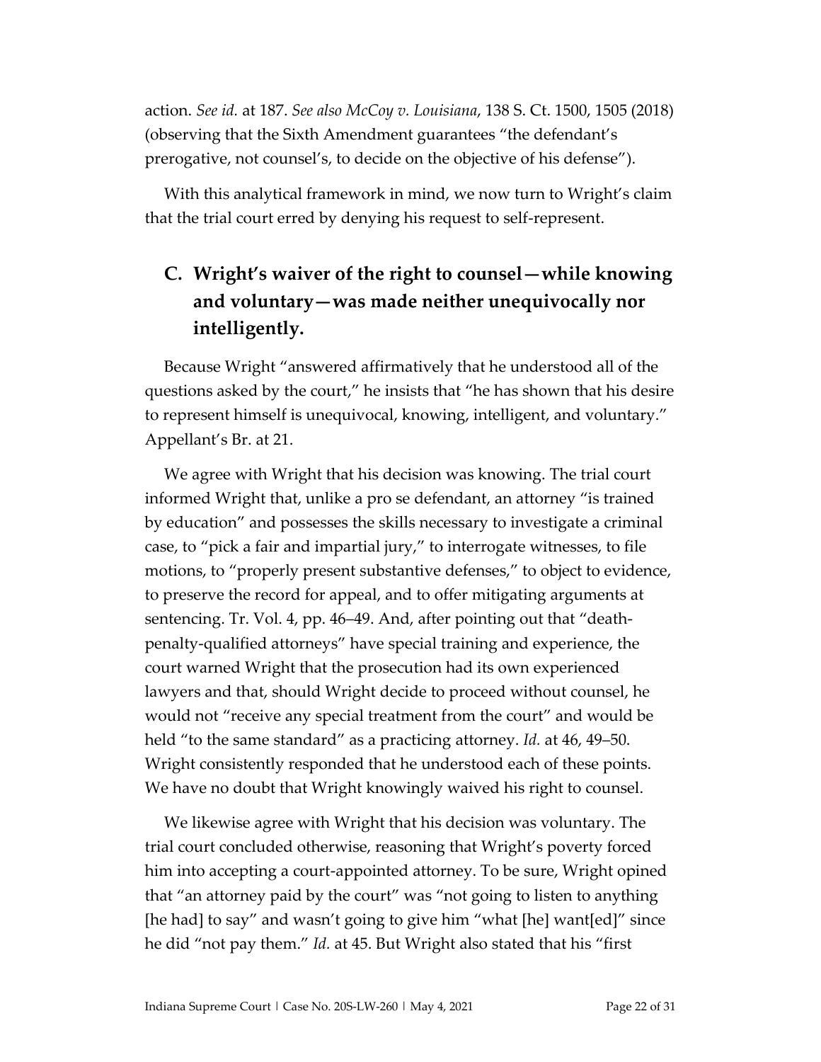action. *See id.* at 187. *See also McCoy v. Louisiana*, 138 S. Ct. 1500, 1505 (2018) (observing that the Sixth Amendment guarantees "the defendant's prerogative, not counsel's, to decide on the objective of his defense").

With this analytical framework in mind, we now turn to Wright's claim that the trial court erred by denying his request to self-represent.

## C. Wright's waiver of the right to counsel—while knowing and voluntary—was made neither unequivocally nor intelligently.

Because Wright "answered affirmatively that he understood all of the questions asked by the court," he insists that "he has shown that his desire to represent himself is unequivocal, knowing, intelligent, and voluntary." Appellant's Br. at 21.

We agree with Wright that his decision was knowing. The trial court informed Wright that, unlike a pro se defendant, an attorney "is trained by education" and possesses the skills necessary to investigate a criminal case, to "pick a fair and impartial jury," to interrogate witnesses, to file motions, to "properly present substantive defenses," to object to evidence, to preserve the record for appeal, and to offer mitigating arguments at sentencing. Tr. Vol. 4, pp. 46–49. And, after pointing out that "death-penalty-qualified attorneys" have special training and experience, the court warned Wright that the prosecution had its own experienced lawyers and that, should Wright decide to proceed without counsel, he would not "receive any special treatment from the court" and would be held "to the same standard" as a practicing attorney. *Id.* at 46, 49–50. Wright consistently responded that he understood each of these points. We have no doubt that Wright knowingly waived his right to counsel.

We likewise agree with Wright that his decision was voluntary. The trial court concluded otherwise, reasoning that Wright's poverty forced him into accepting a court-appointed attorney. To be sure, Wright opined that "an attorney paid by the court" was "not going to listen to anything [he had] to say" and wasn't going to give him "what [he] want[ed]" since he did "not pay them." *Id.* at 45. But Wright also stated that his "first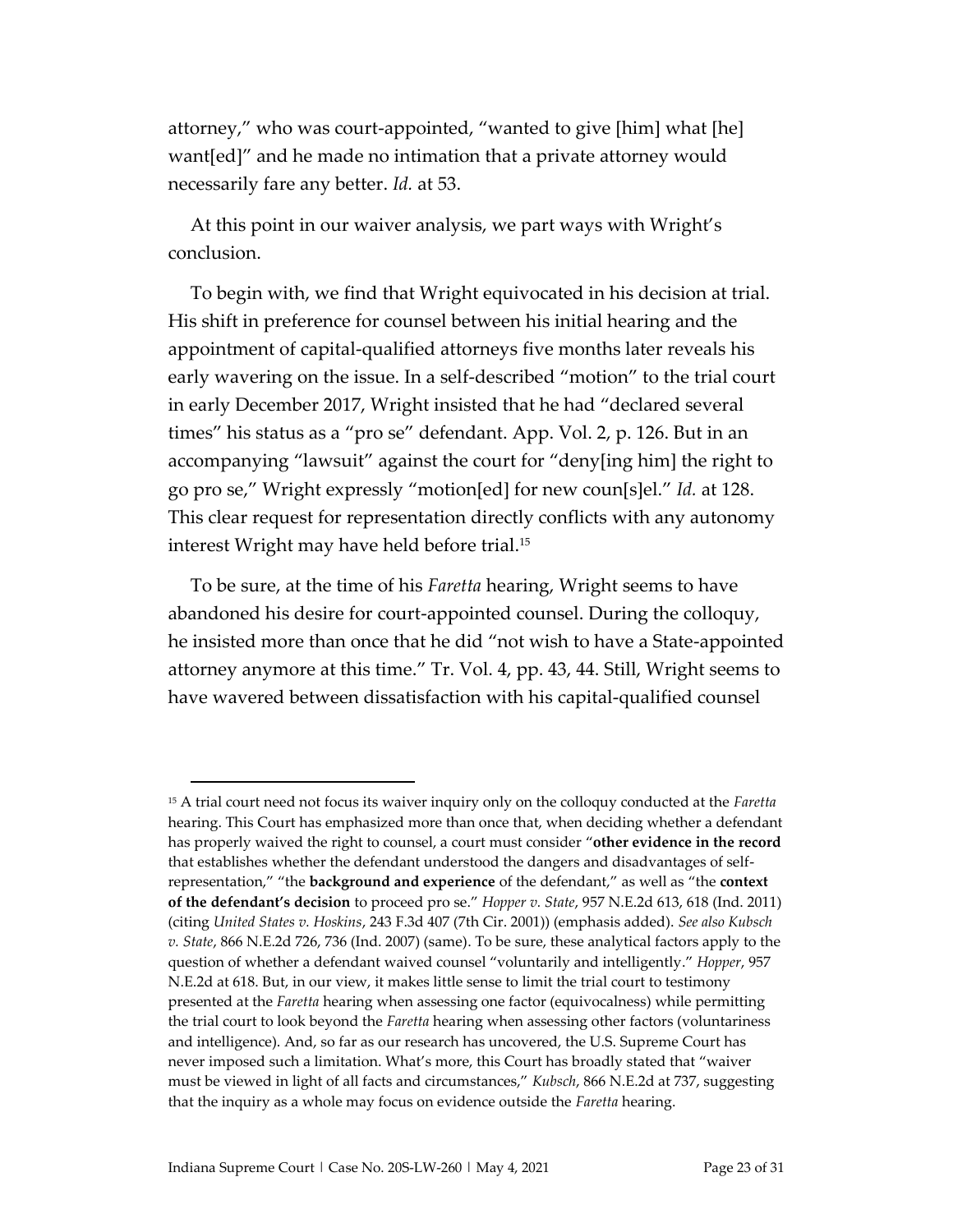attorney," who was court-appointed, "wanted to give [him] what [he] want[ed]" and he made no intimation that a private attorney would necessarily fare any better. *Id.* at 53.

At this point in our waiver analysis, we part ways with Wright's conclusion.

To begin with, we find that Wright equivocated in his decision at trial. His shift in preference for counsel between his initial hearing and the appointment of capital-qualified attorneys five months later reveals his early wavering on the issue. In a self-described "motion" to the trial court in early December 2017, Wright insisted that he had "declared several times" his status as a "pro se" defendant. App. Vol. 2, p. 126. But in an accompanying "lawsuit" against the court for "deny[ing him] the right to go pro se," Wright expressly "motion[ed] for new coun[s]el." *Id.* at 128. This clear request for representation directly conflicts with any autonomy interest Wright may have held before trial.[15]

To be sure, at the time of his *Faretta* hearing, Wright seems to have abandoned his desire for court-appointed counsel. During the colloquy, he insisted more than once that he did "not wish to have a State-appointed attorney anymore at this time." Tr. Vol. 4, pp. 43, 44. Still, Wright seems to have wavered between dissatisfaction with his capital-qualified counsel

---

[15] A trial court need not focus its waiver inquiry only on the colloquy conducted at the *Faretta* hearing. This Court has emphasized more than once that, when deciding whether a defendant has properly waived the right to counsel, a court must consider "**other evidence in the record** that establishes whether the defendant understood the dangers and disadvantages of self-representation," "the **background and experience** of the defendant," as well as "the **context of the defendant's decision** to proceed pro se." *Hopper v. State*, 957 N.E.2d 613, 618 (Ind. 2011) (citing *United States v. Hoskins*, 243 F.3d 407 (7th Cir. 2001)) (emphasis added). *See also Kubsch v. State*, 866 N.E.2d 726, 736 (Ind. 2007) (same). To be sure, these analytical factors apply to the question of whether a defendant waived counsel "voluntarily and intelligently." *Hopper*, 957 N.E.2d at 618. But, in our view, it makes little sense to limit the trial court to testimony presented at the *Faretta* hearing when assessing one factor (equivocalness) while permitting the trial court to look beyond the *Faretta* hearing when assessing other factors (voluntariness and intelligence). And, so far as our research has uncovered, the U.S. Supreme Court has never imposed such a limitation. What's more, this Court has broadly stated that "waiver must be viewed in light of all facts and circumstances," *Kubsch*, 866 N.E.2d at 737, suggesting that the inquiry as a whole may focus on evidence outside the *Faretta* hearing.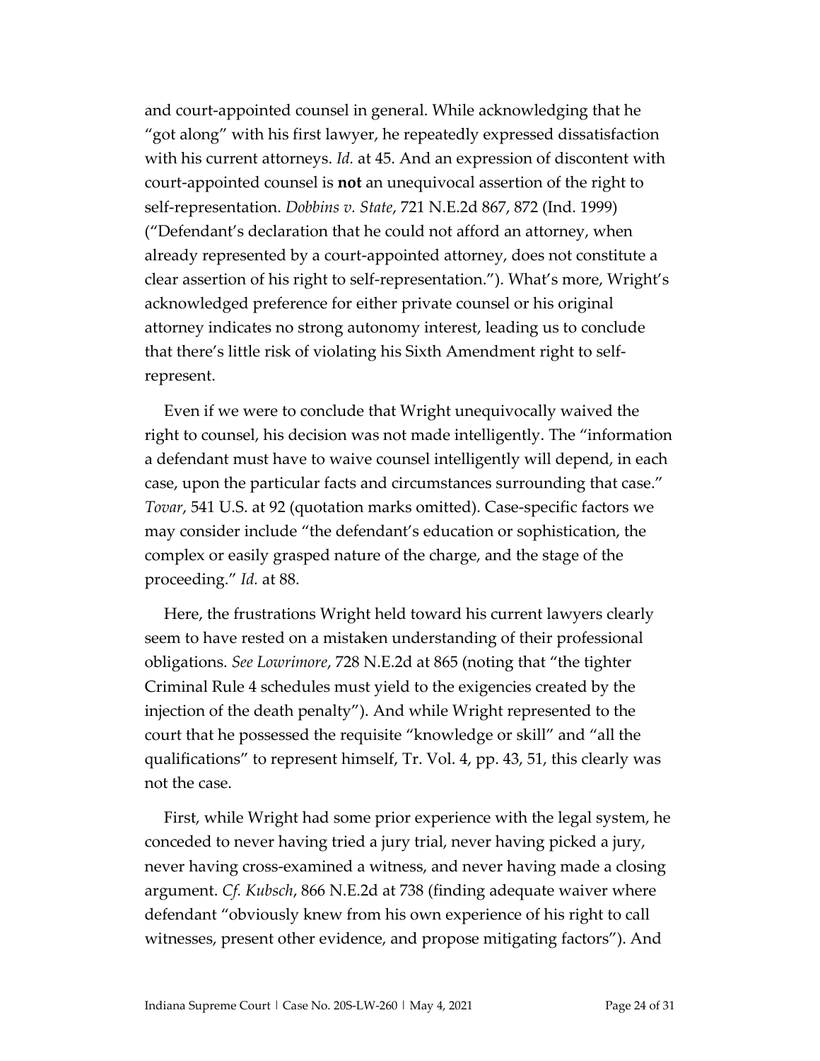and court-appointed counsel in general. While acknowledging that he "got along" with his first lawyer, he repeatedly expressed dissatisfaction with his current attorneys. *Id.* at 45. And an expression of discontent with court-appointed counsel is **not** an unequivocal assertion of the right to self-representation. *Dobbins v. State*, 721 N.E.2d 867, 872 (Ind. 1999) ("Defendant's declaration that he could not afford an attorney, when already represented by a court-appointed attorney, does not constitute a clear assertion of his right to self-representation."). What's more, Wright's acknowledged preference for either private counsel or his original attorney indicates no strong autonomy interest, leading us to conclude that there's little risk of violating his Sixth Amendment right to self-represent.

Even if we were to conclude that Wright unequivocally waived the right to counsel, his decision was not made intelligently. The "information a defendant must have to waive counsel intelligently will depend, in each case, upon the particular facts and circumstances surrounding that case." *Tovar*, 541 U.S. at 92 (quotation marks omitted). Case-specific factors we may consider include "the defendant's education or sophistication, the complex or easily grasped nature of the charge, and the stage of the proceeding." *Id.* at 88.

Here, the frustrations Wright held toward his current lawyers clearly seem to have rested on a mistaken understanding of their professional obligations. *See Lowrimore*, 728 N.E.2d at 865 (noting that "the tighter Criminal Rule 4 schedules must yield to the exigencies created by the injection of the death penalty"). And while Wright represented to the court that he possessed the requisite "knowledge or skill" and "all the qualifications" to represent himself, Tr. Vol. 4, pp. 43, 51, this clearly was not the case.

First, while Wright had some prior experience with the legal system, he conceded to never having tried a jury trial, never having picked a jury, never having cross-examined a witness, and never having made a closing argument. *Cf. Kubsch*, 866 N.E.2d at 738 (finding adequate waiver where defendant "obviously knew from his own experience of his right to call witnesses, present other evidence, and propose mitigating factors"). And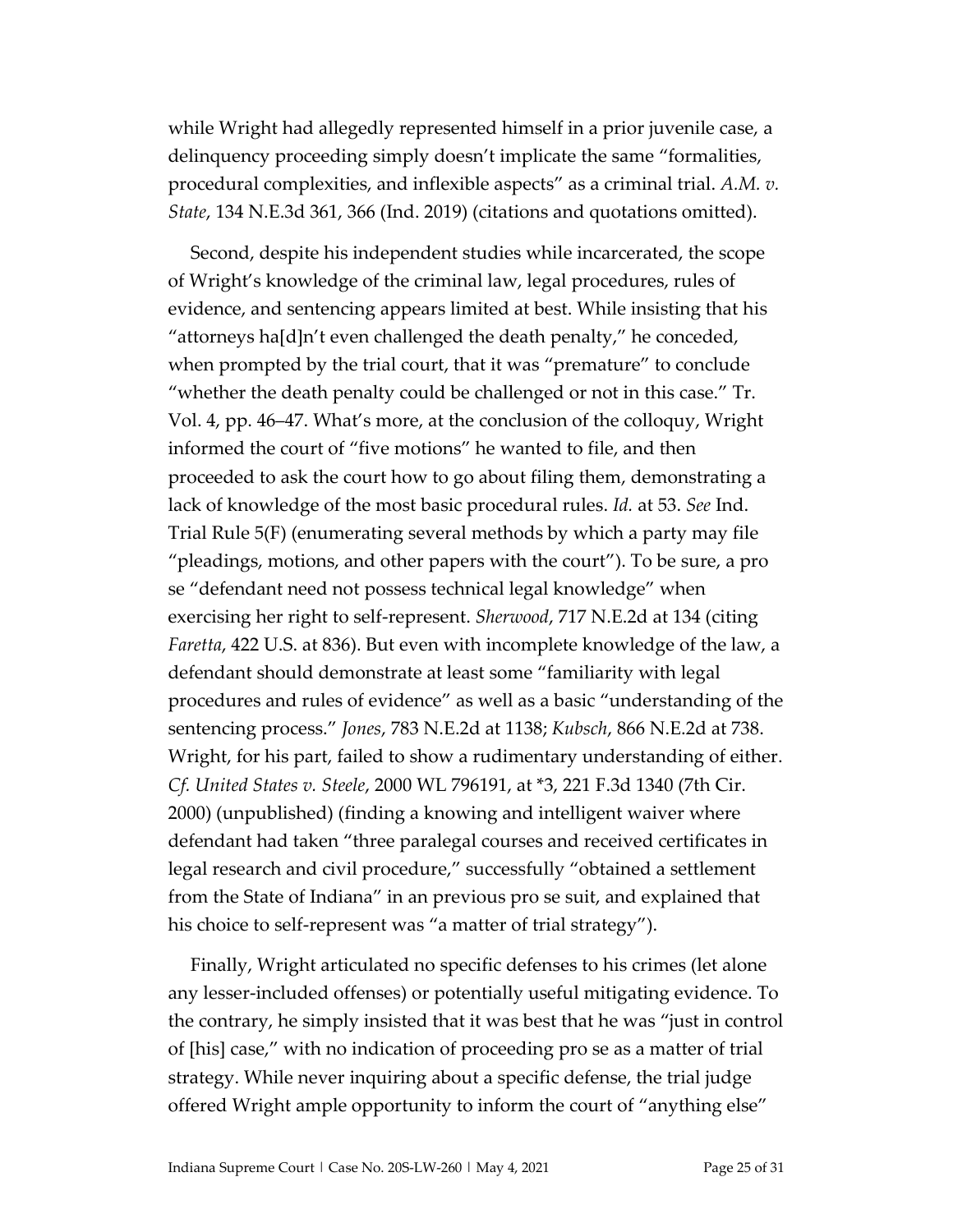while Wright had allegedly represented himself in a prior juvenile case, a delinquency proceeding simply doesn't implicate the same "formalities, procedural complexities, and inflexible aspects" as a criminal trial. *A.M. v. State*, 134 N.E.3d 361, 366 (Ind. 2019) (citations and quotations omitted).

Second, despite his independent studies while incarcerated, the scope of Wright's knowledge of the criminal law, legal procedures, rules of evidence, and sentencing appears limited at best. While insisting that his "attorneys ha[d]n't even challenged the death penalty," he conceded, when prompted by the trial court, that it was "premature" to conclude "whether the death penalty could be challenged or not in this case." Tr. Vol. 4, pp. 46–47. What's more, at the conclusion of the colloquy, Wright informed the court of "five motions" he wanted to file, and then proceeded to ask the court how to go about filing them, demonstrating a lack of knowledge of the most basic procedural rules. *Id.* at 53. *See* Ind. Trial Rule 5(F) (enumerating several methods by which a party may file "pleadings, motions, and other papers with the court"). To be sure, a pro se "defendant need not possess technical legal knowledge" when exercising her right to self-represent. *Sherwood*, 717 N.E.2d at 134 (citing *Faretta*, 422 U.S. at 836). But even with incomplete knowledge of the law, a defendant should demonstrate at least some "familiarity with legal procedures and rules of evidence" as well as a basic "understanding of the sentencing process." *Jones*, 783 N.E.2d at 1138; *Kubsch*, 866 N.E.2d at 738. Wright, for his part, failed to show a rudimentary understanding of either. *Cf. United States v. Steele*, 2000 WL 796191, at *3, 221 F.3d 1340 (7th Cir. 2000) (unpublished) (finding a knowing and intelligent waiver where defendant had taken "three paralegal courses and received certificates in legal research and civil procedure," successfully "obtained a settlement from the State of Indiana" in an previous pro se suit, and explained that his choice to self-represent was "a matter of trial strategy").

Finally, Wright articulated no specific defenses to his crimes (let alone any lesser-included offenses) or potentially useful mitigating evidence. To the contrary, he simply insisted that it was best that he was "just in control of [his] case," with no indication of proceeding pro se as a matter of trial strategy. While never inquiring about a specific defense, the trial judge offered Wright ample opportunity to inform the court of "anything else"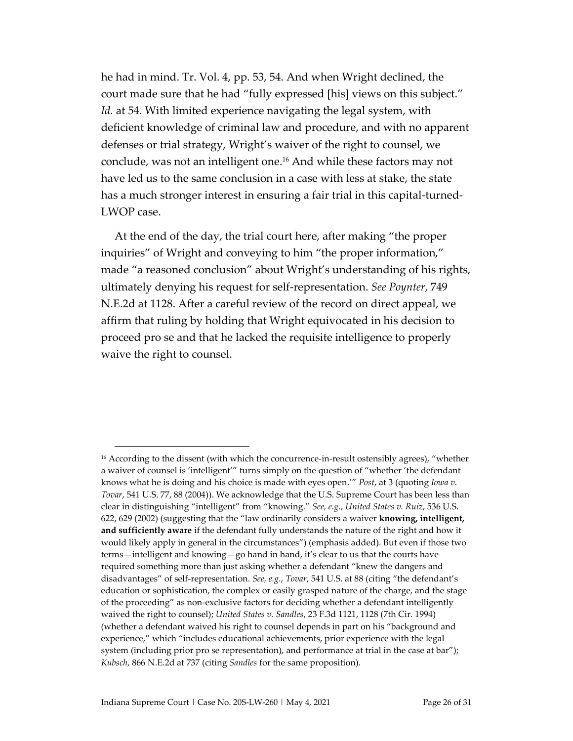he had in mind. Tr. Vol. 4, pp. 53, 54. And when Wright declined, the court made sure that he had "fully expressed [his] views on this subject." *Id.* at 54. With limited experience navigating the legal system, with deficient knowledge of criminal law and procedure, and with no apparent defenses or trial strategy, Wright's waiver of the right to counsel, we conclude, was not an intelligent one.[16] And while these factors may not have led us to the same conclusion in a case with less at stake, the state has a much stronger interest in ensuring a fair trial in this capital-turned-LWOP case.

At the end of the day, the trial court here, after making "the proper inquiries" of Wright and conveying to him "the proper information," made "a reasoned conclusion" about Wright's understanding of his rights, ultimately denying his request for self-representation. *See Poynter*, 749 N.E.2d at 1128. After a careful review of the record on direct appeal, we affirm that ruling by holding that Wright equivocated in his decision to proceed pro se and that he lacked the requisite intelligence to properly waive the right to counsel.

---

[16] According to the dissent (with which the concurrence-in-result ostensibly agrees), "whether a waiver of counsel is 'intelligent'" turns simply on the question of "whether 'the defendant knows what he is doing and his choice is made with eyes open.'" *Post*, at 3 (quoting *Iowa v. Tovar*, 541 U.S. 77, 88 (2004)). We acknowledge that the U.S. Supreme Court has been less than clear in distinguishing "intelligent" from "knowing." *See, e.g.*, *United States v. Ruiz*, 536 U.S. 622, 629 (2002) (suggesting that the "law ordinarily considers a waiver **knowing, intelligent, and sufficiently aware** if the defendant fully understands the nature of the right and how it would likely apply in general in the circumstances") (emphasis added). But even if those two terms—intelligent and knowing—go hand in hand, it's clear to us that the courts have required something more than just asking whether a defendant "knew the dangers and disadvantages" of self-representation. *See, e.g.*, *Tovar*, 541 U.S. at 88 (citing "the defendant's education or sophistication, the complex or easily grasped nature of the charge, and the stage of the proceeding" as non-exclusive factors for deciding whether a defendant intelligently waived the right to counsel); *United States v. Sandles*, 23 F.3d 1121, 1128 (7th Cir. 1994) (whether a defendant waived his right to counsel depends in part on his "background and experience," which "includes educational achievements, prior experience with the legal system (including prior pro se representation), and performance at trial in the case at bar"); *Kubsch*, 866 N.E.2d at 737 (citing *Sandles* for the same proposition).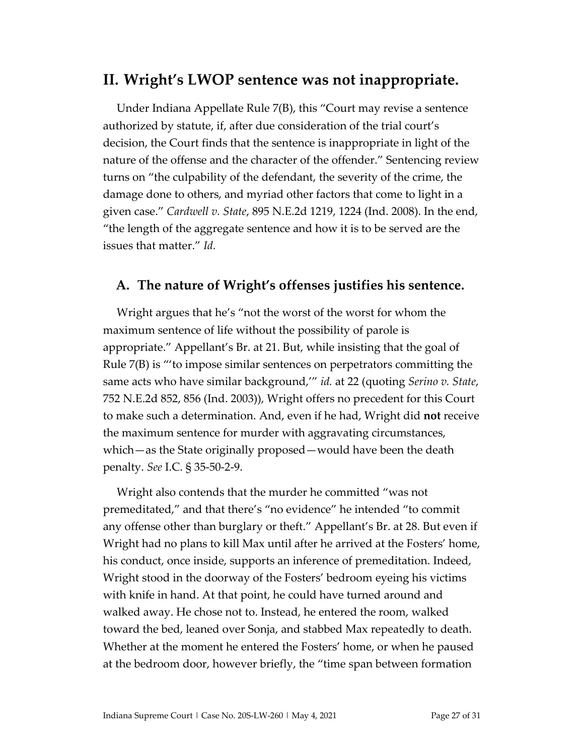## II. Wright's LWOP sentence was not inappropriate.

Under Indiana Appellate Rule 7(B), this "Court may revise a sentence authorized by statute, if, after due consideration of the trial court's decision, the Court finds that the sentence is inappropriate in light of the nature of the offense and the character of the offender." Sentencing review turns on "the culpability of the defendant, the severity of the crime, the damage done to others, and myriad other factors that come to light in a given case." *Cardwell v. State*, 895 N.E.2d 1219, 1224 (Ind. 2008). In the end, "the length of the aggregate sentence and how it is to be served are the issues that matter." *Id.*

### A. The nature of Wright's offenses justifies his sentence.

Wright argues that he's "not the worst of the worst for whom the maximum sentence of life without the possibility of parole is appropriate." Appellant's Br. at 21. But, while insisting that the goal of Rule 7(B) is "'to impose similar sentences on perpetrators committing the same acts who have similar background,'" *id.* at 22 (quoting *Serino v. State*, 752 N.E.2d 852, 856 (Ind. 2003)), Wright offers no precedent for this Court to make such a determination. And, even if he had, Wright did **not** receive the maximum sentence for murder with aggravating circumstances, which—as the State originally proposed—would have been the death penalty. *See* I.C. § 35-50-2-9.

Wright also contends that the murder he committed "was not premeditated," and that there's "no evidence" he intended "to commit any offense other than burglary or theft." Appellant's Br. at 28. But even if Wright had no plans to kill Max until after he arrived at the Fosters' home, his conduct, once inside, supports an inference of premeditation. Indeed, Wright stood in the doorway of the Fosters' bedroom eyeing his victims with knife in hand. At that point, he could have turned around and walked away. He chose not to. Instead, he entered the room, walked toward the bed, leaned over Sonja, and stabbed Max repeatedly to death. Whether at the moment he entered the Fosters' home, or when he paused at the bedroom door, however briefly, the "time span between formation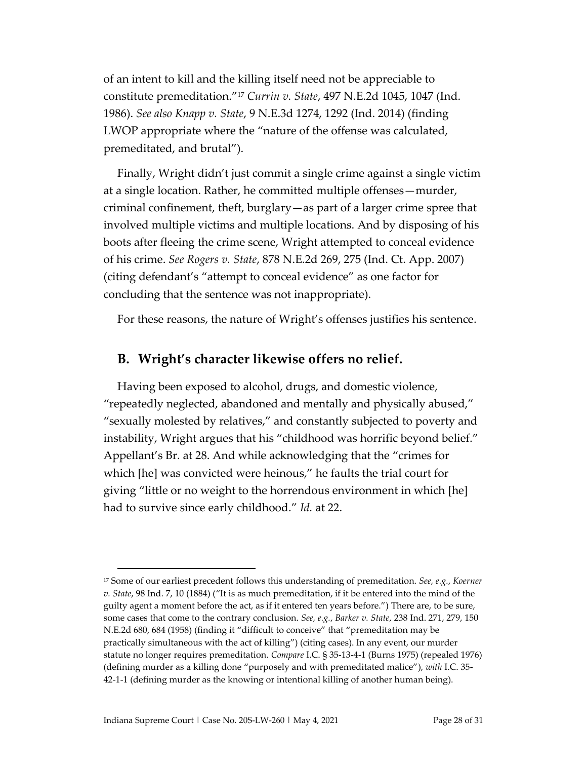of an intent to kill and the killing itself need not be appreciable to constitute premeditation."[17] *Currin v. State*, 497 N.E.2d 1045, 1047 (Ind. 1986). *See also Knapp v. State*, 9 N.E.3d 1274, 1292 (Ind. 2014) (finding LWOP appropriate where the "nature of the offense was calculated, premeditated, and brutal").

Finally, Wright didn't just commit a single crime against a single victim at a single location. Rather, he committed multiple offenses—murder, criminal confinement, theft, burglary—as part of a larger crime spree that involved multiple victims and multiple locations. And by disposing of his boots after fleeing the crime scene, Wright attempted to conceal evidence of his crime. *See Rogers v. State*, 878 N.E.2d 269, 275 (Ind. Ct. App. 2007) (citing defendant's "attempt to conceal evidence" as one factor for concluding that the sentence was not inappropriate).

For these reasons, the nature of Wright's offenses justifies his sentence.

## B. Wright's character likewise offers no relief.

Having been exposed to alcohol, drugs, and domestic violence, "repeatedly neglected, abandoned and mentally and physically abused," "sexually molested by relatives," and constantly subjected to poverty and instability, Wright argues that his "childhood was horrific beyond belief." Appellant's Br. at 28. And while acknowledging that the "crimes for which [he] was convicted were heinous," he faults the trial court for giving "little or no weight to the horrendous environment in which [he] had to survive since early childhood." *Id.* at 22.

---

[17] Some of our earliest precedent follows this understanding of premeditation. *See, e.g.*, *Koerner v. State*, 98 Ind. 7, 10 (1884) ("It is as much premeditation, if it be entered into the mind of the guilty agent a moment before the act, as if it entered ten years before.") There are, to be sure, some cases that come to the contrary conclusion. *See, e.g.*, *Barker v. State*, 238 Ind. 271, 279, 150 N.E.2d 680, 684 (1958) (finding it "difficult to conceive" that "premeditation may be practically simultaneous with the act of killing") (citing cases). In any event, our murder statute no longer requires premeditation. *Compare* I.C. § 35-13-4-1 (Burns 1975) (repealed 1976) (defining murder as a killing done "purposely and with premeditated malice"), *with* I.C. 35-42-1-1 (defining murder as the knowing or intentional killing of another human being).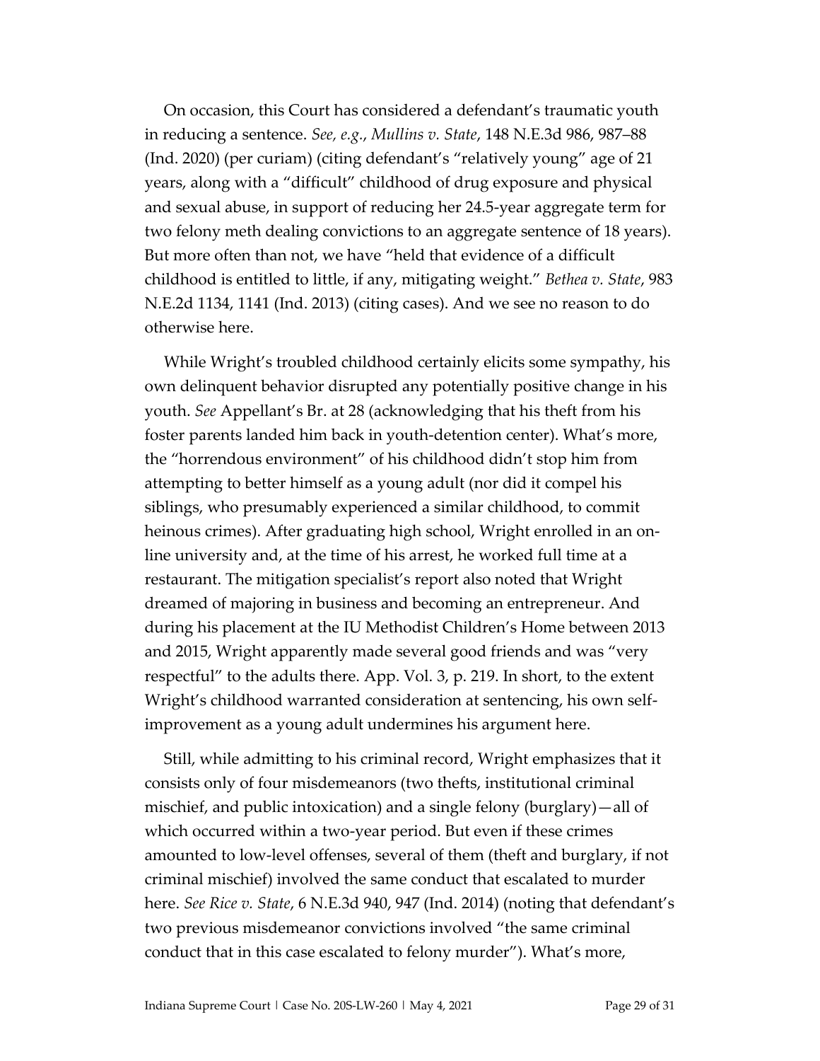On occasion, this Court has considered a defendant's traumatic youth in reducing a sentence. *See, e.g.*, *Mullins v. State*, 148 N.E.3d 986, 987–88 (Ind. 2020) (per curiam) (citing defendant's "relatively young" age of 21 years, along with a "difficult" childhood of drug exposure and physical and sexual abuse, in support of reducing her 24.5-year aggregate term for two felony meth dealing convictions to an aggregate sentence of 18 years). But more often than not, we have "held that evidence of a difficult childhood is entitled to little, if any, mitigating weight." *Bethea v. State*, 983 N.E.2d 1134, 1141 (Ind. 2013) (citing cases). And we see no reason to do otherwise here.

While Wright's troubled childhood certainly elicits some sympathy, his own delinquent behavior disrupted any potentially positive change in his youth. *See* Appellant's Br. at 28 (acknowledging that his theft from his foster parents landed him back in youth-detention center). What's more, the "horrendous environment" of his childhood didn't stop him from attempting to better himself as a young adult (nor did it compel his siblings, who presumably experienced a similar childhood, to commit heinous crimes). After graduating high school, Wright enrolled in an on-line university and, at the time of his arrest, he worked full time at a restaurant. The mitigation specialist's report also noted that Wright dreamed of majoring in business and becoming an entrepreneur. And during his placement at the IU Methodist Children's Home between 2013 and 2015, Wright apparently made several good friends and was "very respectful" to the adults there. App. Vol. 3, p. 219. In short, to the extent Wright's childhood warranted consideration at sentencing, his own self-improvement as a young adult undermines his argument here.

Still, while admitting to his criminal record, Wright emphasizes that it consists only of four misdemeanors (two thefts, institutional criminal mischief, and public intoxication) and a single felony (burglary)—all of which occurred within a two-year period. But even if these crimes amounted to low-level offenses, several of them (theft and burglary, if not criminal mischief) involved the same conduct that escalated to murder here. *See Rice v. State*, 6 N.E.3d 940, 947 (Ind. 2014) (noting that defendant's two previous misdemeanor convictions involved "the same criminal conduct that in this case escalated to felony murder"). What's more,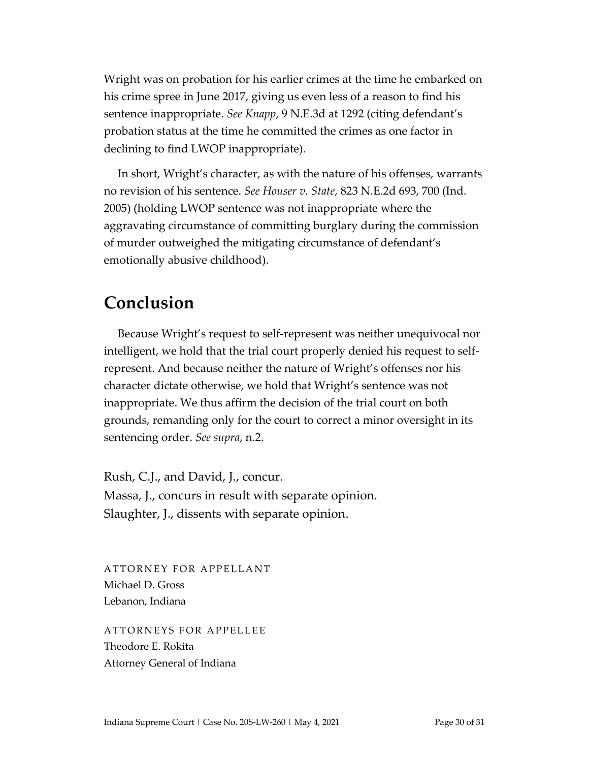Wright was on probation for his earlier crimes at the time he embarked on his crime spree in June 2017, giving us even less of a reason to find his sentence inappropriate. *See Knapp*, 9 N.E.3d at 1292 (citing defendant's probation status at the time he committed the crimes as one factor in declining to find LWOP inappropriate).

In short, Wright's character, as with the nature of his offenses, warrants no revision of his sentence. *See Houser v. State*, 823 N.E.2d 693, 700 (Ind. 2005) (holding LWOP sentence was not inappropriate where the aggravating circumstance of committing burglary during the commission of murder outweighed the mitigating circumstance of defendant's emotionally abusive childhood).

## Conclusion

Because Wright's request to self-represent was neither unequivocal nor intelligent, we hold that the trial court properly denied his request to self-represent. And because neither the nature of Wright's offenses nor his character dictate otherwise, we hold that Wright's sentence was not inappropriate. We thus affirm the decision of the trial court on both grounds, remanding only for the court to correct a minor oversight in its sentencing order. *See supra*, n.2.

Rush, C.J., and David, J., concur.
Massa, J., concurs in result with separate opinion.
Slaughter, J., dissents with separate opinion.

ATTORNEY FOR APPELLANT
Michael D. Gross
Lebanon, Indiana

ATTORNEYS FOR APPELLEE
Theodore E. Rokita
Attorney General of Indiana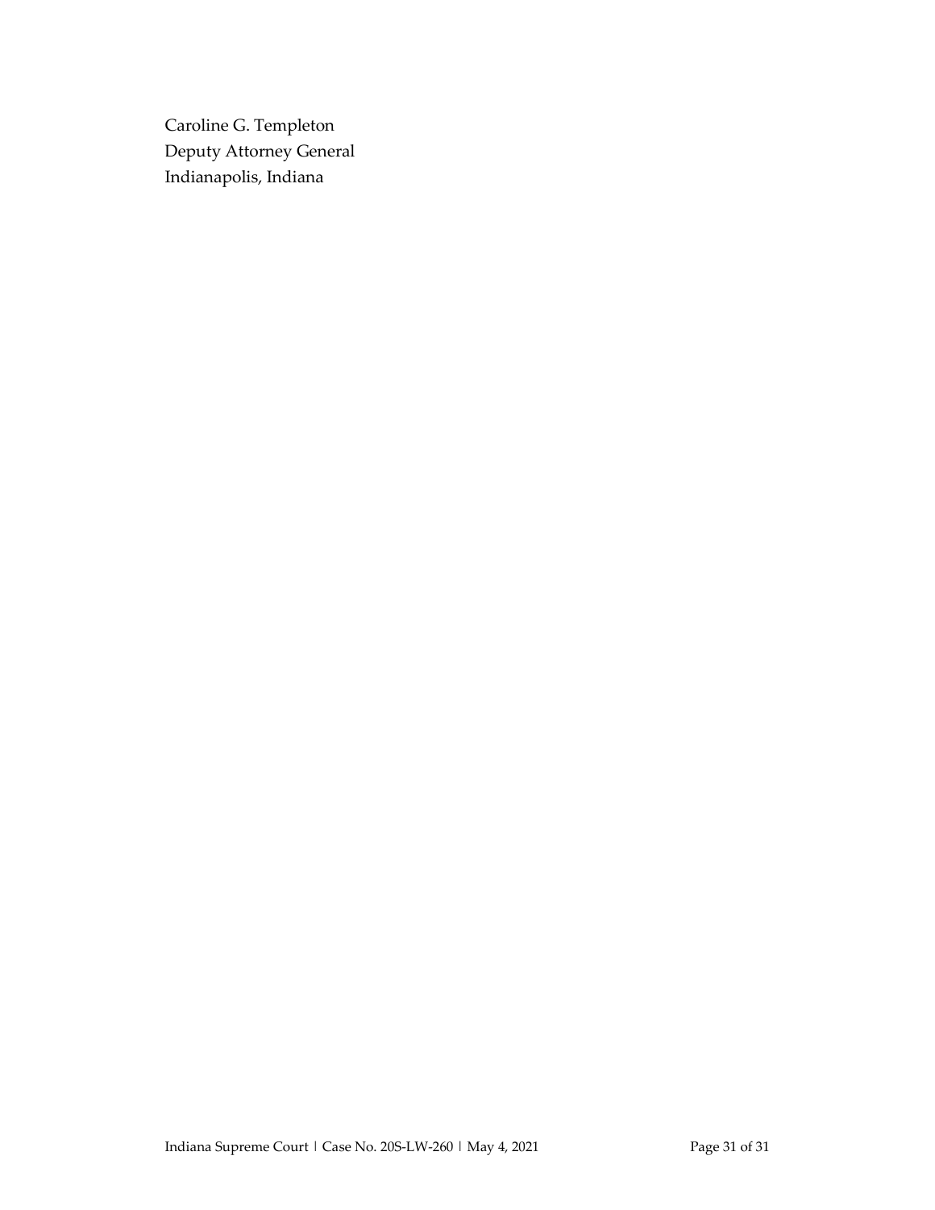Caroline G. Templeton
Deputy Attorney General
Indianapolis, Indiana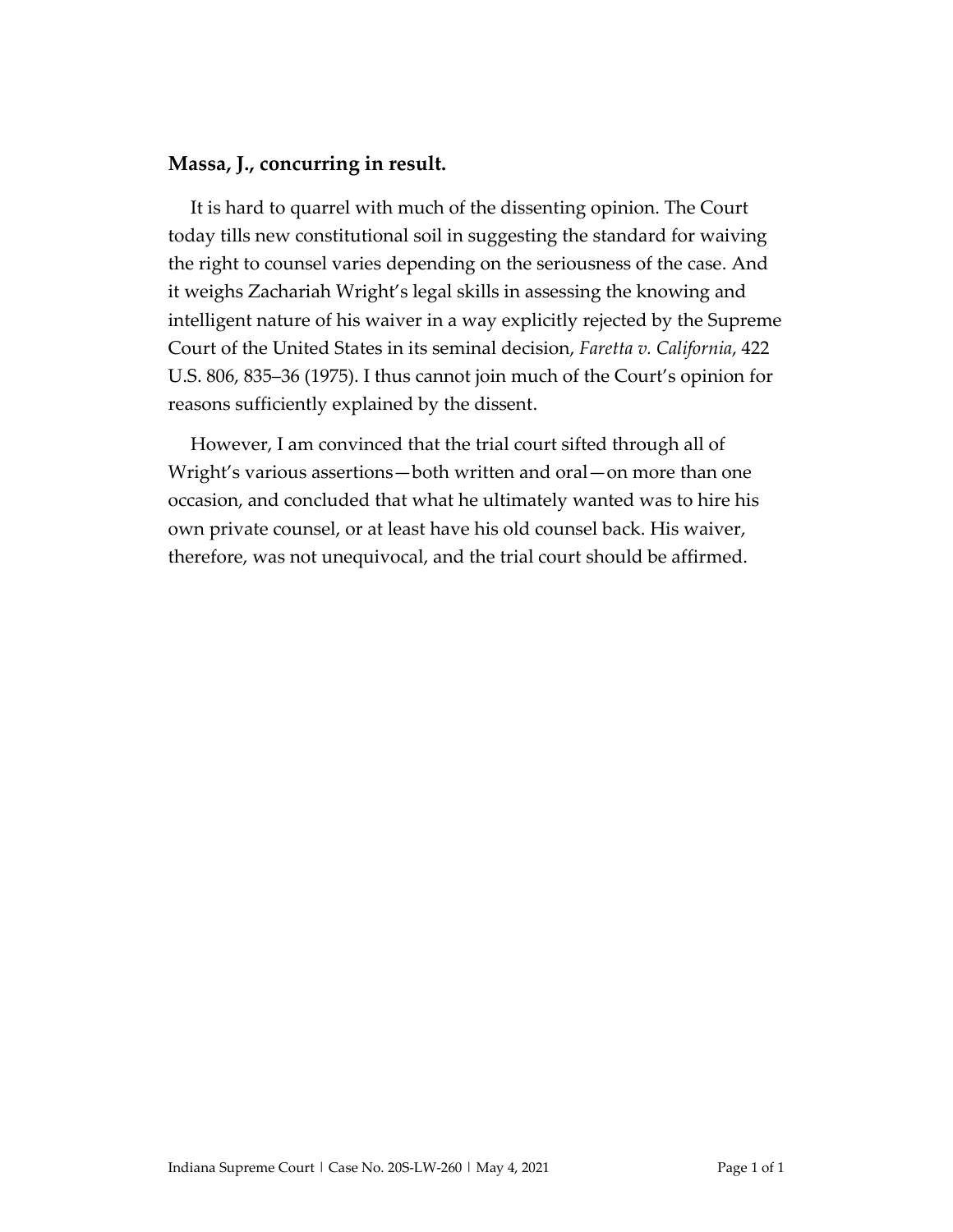**Massa, J., concurring in result.**

It is hard to quarrel with much of the dissenting opinion. The Court today tills new constitutional soil in suggesting the standard for waiving the right to counsel varies depending on the seriousness of the case. And it weighs Zachariah Wright's legal skills in assessing the knowing and intelligent nature of his waiver in a way explicitly rejected by the Supreme Court of the United States in its seminal decision, *Faretta v. California*, 422 U.S. 806, 835–36 (1975). I thus cannot join much of the Court's opinion for reasons sufficiently explained by the dissent.

However, I am convinced that the trial court sifted through all of Wright's various assertions—both written and oral—on more than one occasion, and concluded that what he ultimately wanted was to hire his own private counsel, or at least have his old counsel back. His waiver, therefore, was not unequivocal, and the trial court should be affirmed.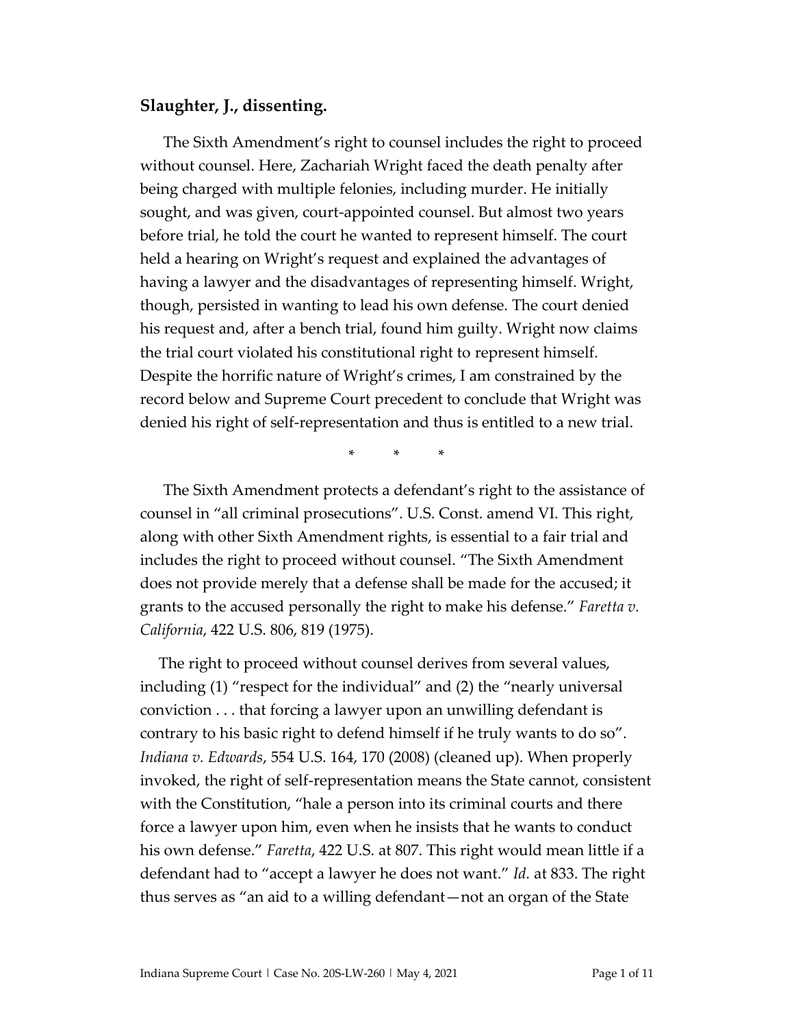## Slaughter, J., dissenting.

The Sixth Amendment's right to counsel includes the right to proceed without counsel. Here, Zachariah Wright faced the death penalty after being charged with multiple felonies, including murder. He initially sought, and was given, court-appointed counsel. But almost two years before trial, he told the court he wanted to represent himself. The court held a hearing on Wright's request and explained the advantages of having a lawyer and the disadvantages of representing himself. Wright, though, persisted in wanting to lead his own defense. The court denied his request and, after a bench trial, found him guilty. Wright now claims the trial court violated his constitutional right to represent himself. Despite the horrific nature of Wright's crimes, I am constrained by the record below and Supreme Court precedent to conclude that Wright was denied his right of self-representation and thus is entitled to a new trial.

\* \* \*

The Sixth Amendment protects a defendant's right to the assistance of counsel in "all criminal prosecutions". U.S. Const. amend VI. This right, along with other Sixth Amendment rights, is essential to a fair trial and includes the right to proceed without counsel. "The Sixth Amendment does not provide merely that a defense shall be made for the accused; it grants to the accused personally the right to make his defense." *Faretta v. California*, 422 U.S. 806, 819 (1975).

The right to proceed without counsel derives from several values, including (1) "respect for the individual" and (2) the "nearly universal conviction . . . that forcing a lawyer upon an unwilling defendant is contrary to his basic right to defend himself if he truly wants to do so". *Indiana v. Edwards*, 554 U.S. 164, 170 (2008) (cleaned up). When properly invoked, the right of self-representation means the State cannot, consistent with the Constitution, "hale a person into its criminal courts and there force a lawyer upon him, even when he insists that he wants to conduct his own defense." *Faretta*, 422 U.S. at 807. This right would mean little if a defendant had to "accept a lawyer he does not want." *Id.* at 833. The right thus serves as "an aid to a willing defendant—not an organ of the State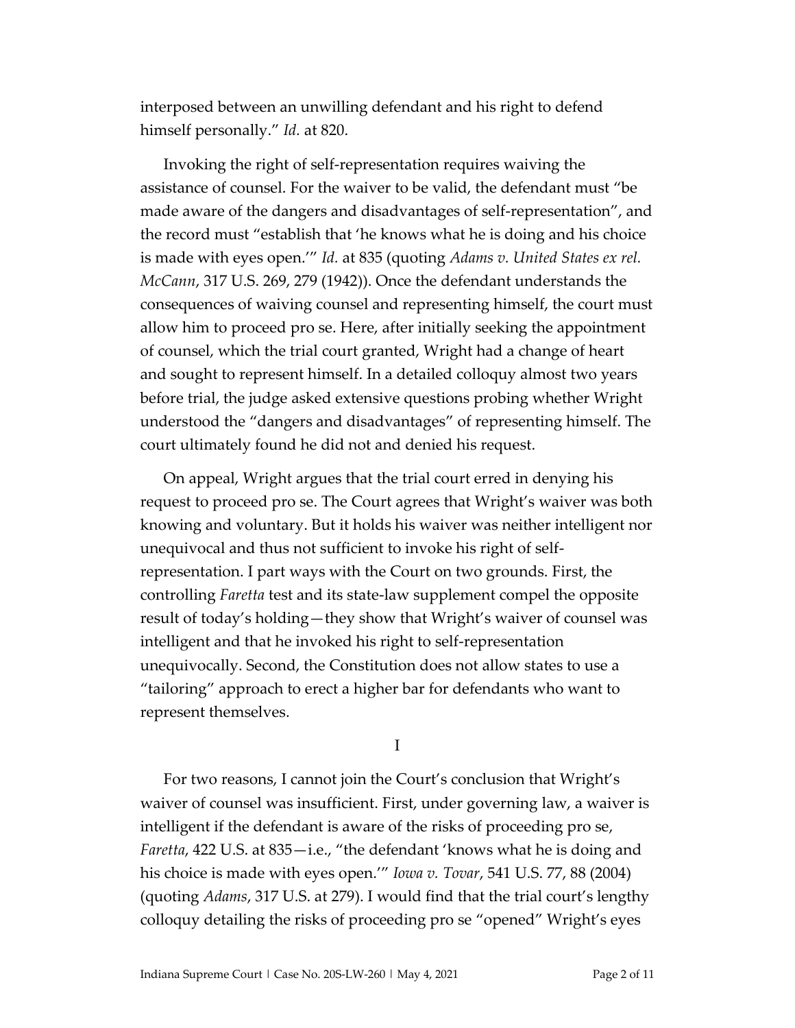interposed between an unwilling defendant and his right to defend himself personally." *Id.* at 820.

Invoking the right of self-representation requires waiving the assistance of counsel. For the waiver to be valid, the defendant must "be made aware of the dangers and disadvantages of self-representation", and the record must "establish that 'he knows what he is doing and his choice is made with eyes open.'" *Id.* at 835 (quoting *Adams v. United States ex rel. McCann*, 317 U.S. 269, 279 (1942)). Once the defendant understands the consequences of waiving counsel and representing himself, the court must allow him to proceed pro se. Here, after initially seeking the appointment of counsel, which the trial court granted, Wright had a change of heart and sought to represent himself. In a detailed colloquy almost two years before trial, the judge asked extensive questions probing whether Wright understood the "dangers and disadvantages" of representing himself. The court ultimately found he did not and denied his request.

On appeal, Wright argues that the trial court erred in denying his request to proceed pro se. The Court agrees that Wright's waiver was both knowing and voluntary. But it holds his waiver was neither intelligent nor unequivocal and thus not sufficient to invoke his right of self-representation. I part ways with the Court on two grounds. First, the controlling *Faretta* test and its state-law supplement compel the opposite result of today's holding—they show that Wright's waiver of counsel was intelligent and that he invoked his right to self-representation unequivocally. Second, the Constitution does not allow states to use a "tailoring" approach to erect a higher bar for defendants who want to represent themselves.

## I

For two reasons, I cannot join the Court's conclusion that Wright's waiver of counsel was insufficient. First, under governing law, a waiver is intelligent if the defendant is aware of the risks of proceeding pro se, *Faretta*, 422 U.S. at 835—i.e., "the defendant 'knows what he is doing and his choice is made with eyes open.'" *Iowa v. Tovar*, 541 U.S. 77, 88 (2004) (quoting *Adams*, 317 U.S. at 279). I would find that the trial court's lengthy colloquy detailing the risks of proceeding pro se "opened" Wright's eyes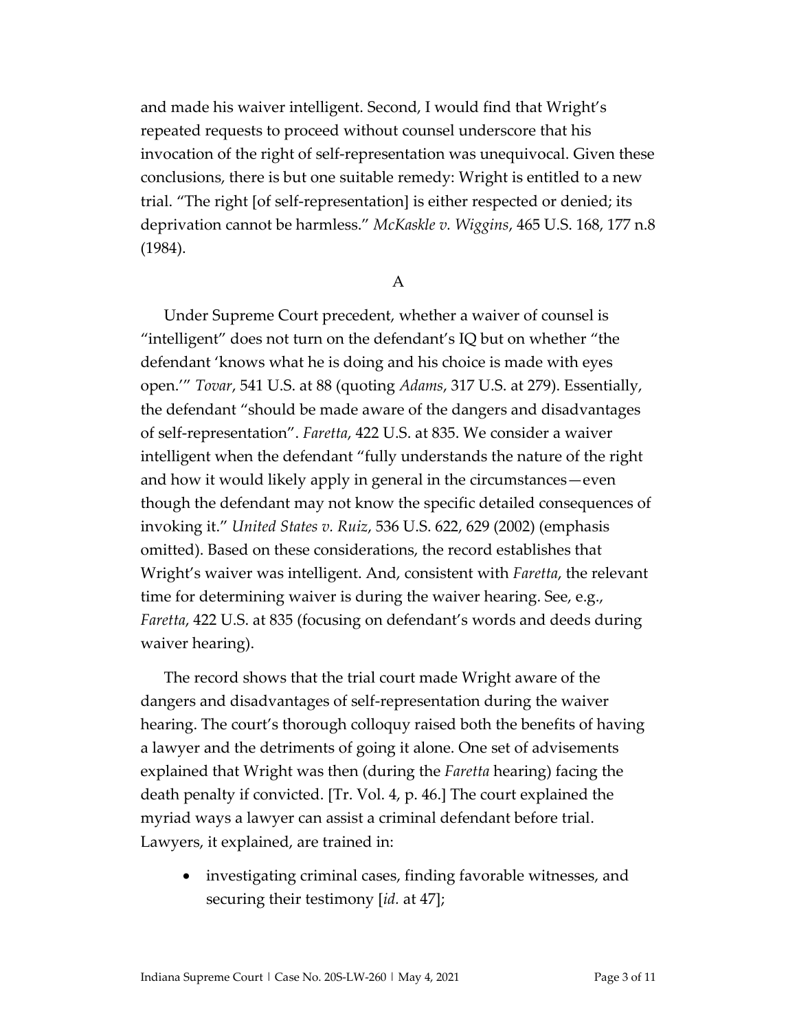and made his waiver intelligent. Second, I would find that Wright's repeated requests to proceed without counsel underscore that his invocation of the right of self-representation was unequivocal. Given these conclusions, there is but one suitable remedy: Wright is entitled to a new trial. "The right [of self-representation] is either respected or denied; its deprivation cannot be harmless." *McKaskle v. Wiggins*, 465 U.S. 168, 177 n.8 (1984).

A

Under Supreme Court precedent, whether a waiver of counsel is "intelligent" does not turn on the defendant's IQ but on whether "the defendant 'knows what he is doing and his choice is made with eyes open.'" *Tovar*, 541 U.S. at 88 (quoting *Adams*, 317 U.S. at 279). Essentially, the defendant "should be made aware of the dangers and disadvantages of self-representation". *Faretta*, 422 U.S. at 835. We consider a waiver intelligent when the defendant "fully understands the nature of the right and how it would likely apply in general in the circumstances—even though the defendant may not know the specific detailed consequences of invoking it." *United States v. Ruiz*, 536 U.S. 622, 629 (2002) (emphasis omitted). Based on these considerations, the record establishes that Wright's waiver was intelligent. And, consistent with *Faretta*, the relevant time for determining waiver is during the waiver hearing. See, e.g., *Faretta*, 422 U.S. at 835 (focusing on defendant's words and deeds during waiver hearing).

The record shows that the trial court made Wright aware of the dangers and disadvantages of self-representation during the waiver hearing. The court's thorough colloquy raised both the benefits of having a lawyer and the detriments of going it alone. One set of advisements explained that Wright was then (during the *Faretta* hearing) facing the death penalty if convicted. [Tr. Vol. 4, p. 46.] The court explained the myriad ways a lawyer can assist a criminal defendant before trial. Lawyers, it explained, are trained in:

- investigating criminal cases, finding favorable witnesses, and securing their testimony [*id.* at 47];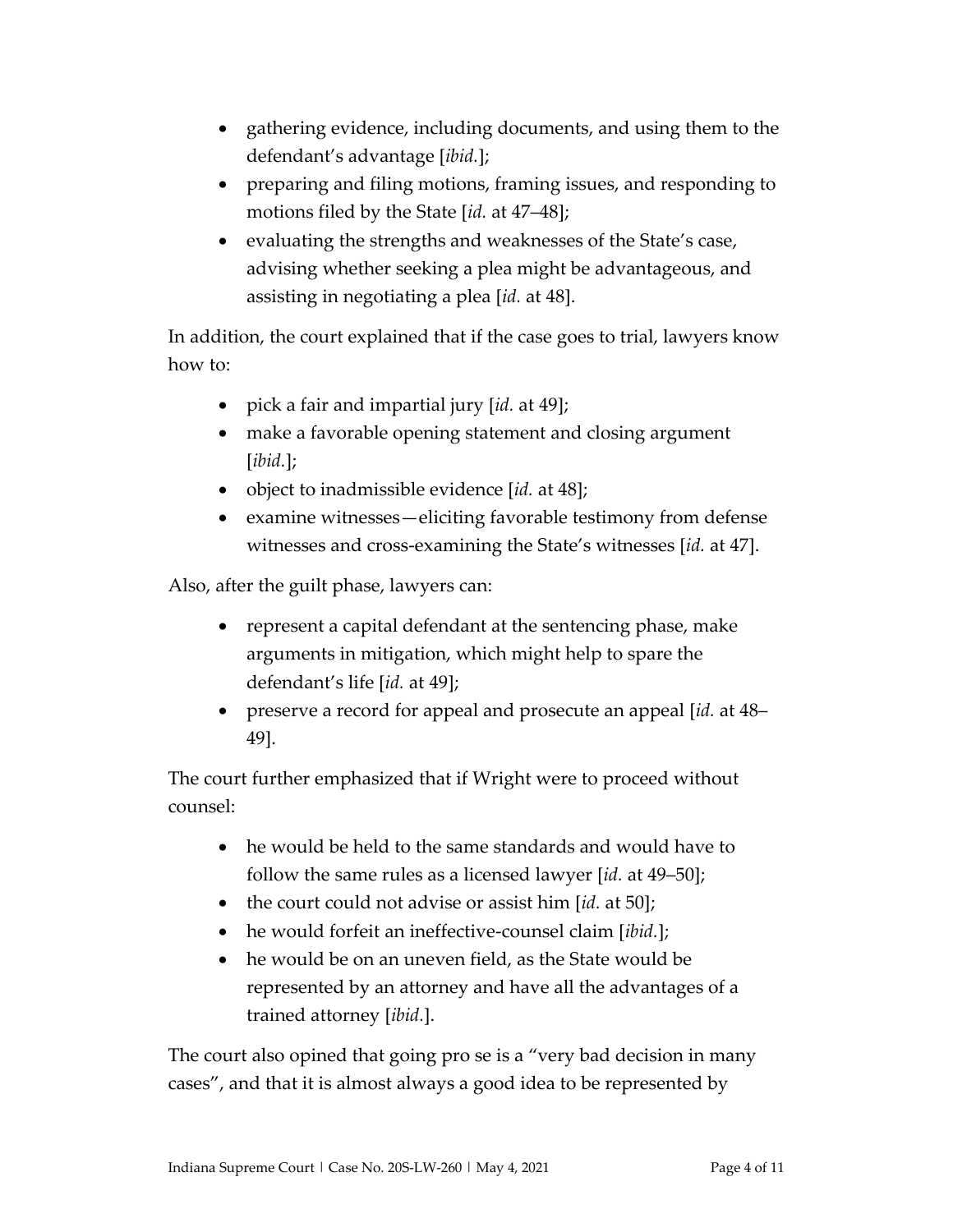- gathering evidence, including documents, and using them to the defendant's advantage [*ibid.*];
- preparing and filing motions, framing issues, and responding to motions filed by the State [*id.* at 47–48];
- evaluating the strengths and weaknesses of the State's case, advising whether seeking a plea might be advantageous, and assisting in negotiating a plea [*id.* at 48].

In addition, the court explained that if the case goes to trial, lawyers know how to:

- pick a fair and impartial jury [*id.* at 49];
- make a favorable opening statement and closing argument [*ibid.*];
- object to inadmissible evidence [*id.* at 48];
- examine witnesses—eliciting favorable testimony from defense witnesses and cross-examining the State's witnesses [*id.* at 47].

Also, after the guilt phase, lawyers can:

- represent a capital defendant at the sentencing phase, make arguments in mitigation, which might help to spare the defendant's life [*id.* at 49];
- preserve a record for appeal and prosecute an appeal [*id.* at 48–49].

The court further emphasized that if Wright were to proceed without counsel:

- he would be held to the same standards and would have to follow the same rules as a licensed lawyer [*id.* at 49–50];
- the court could not advise or assist him [*id.* at 50];
- he would forfeit an ineffective-counsel claim [*ibid.*];
- he would be on an uneven field, as the State would be represented by an attorney and have all the advantages of a trained attorney [*ibid.*].

The court also opined that going pro se is a "very bad decision in many cases", and that it is almost always a good idea to be represented by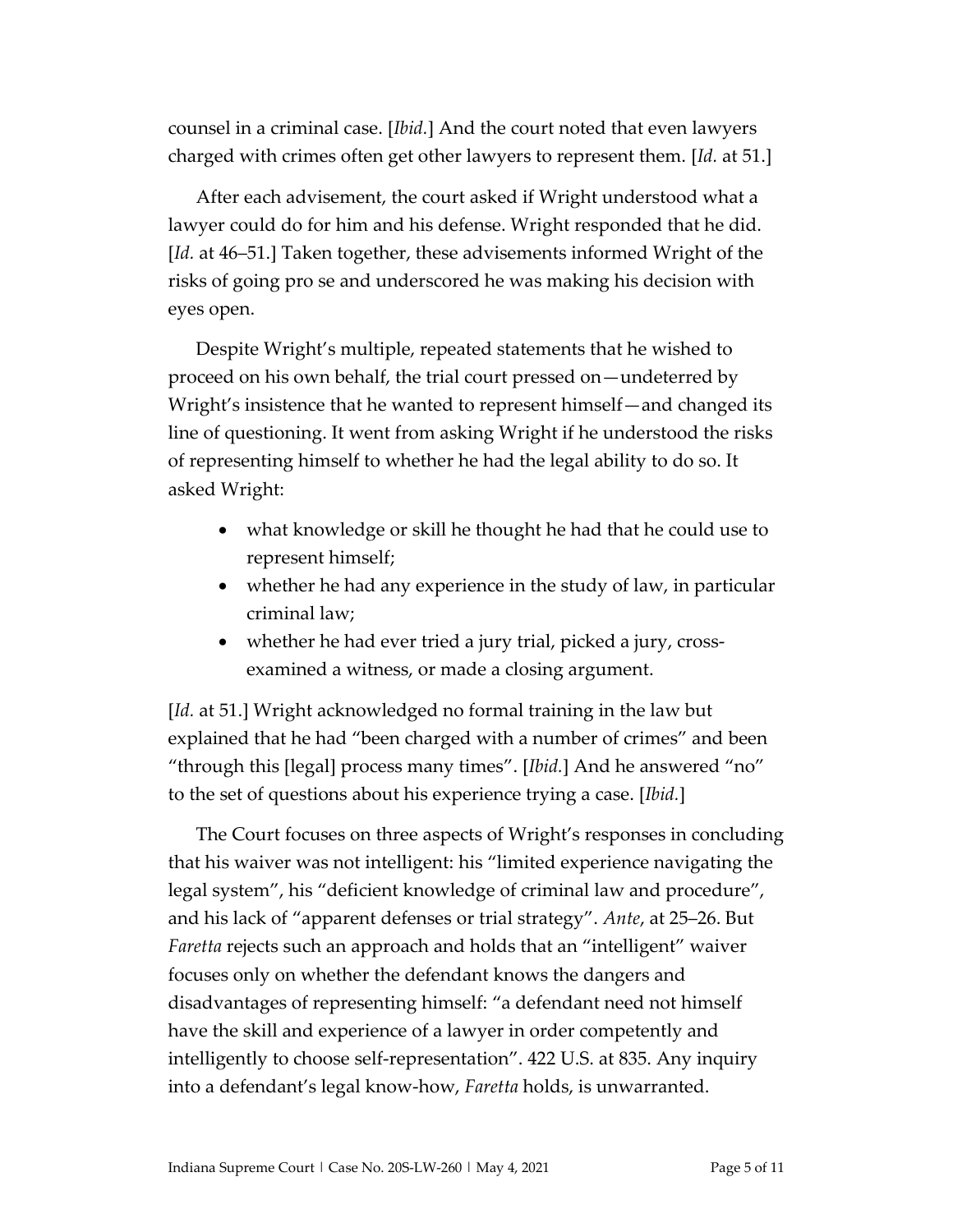counsel in a criminal case. [*Ibid.*] And the court noted that even lawyers charged with crimes often get other lawyers to represent them. [*Id.* at 51.]

After each advisement, the court asked if Wright understood what a lawyer could do for him and his defense. Wright responded that he did. [*Id.* at 46–51.] Taken together, these advisements informed Wright of the risks of going pro se and underscored he was making his decision with eyes open.

Despite Wright's multiple, repeated statements that he wished to proceed on his own behalf, the trial court pressed on—undeterred by Wright's insistence that he wanted to represent himself—and changed its line of questioning. It went from asking Wright if he understood the risks of representing himself to whether he had the legal ability to do so. It asked Wright:

- what knowledge or skill he thought he had that he could use to represent himself;
- whether he had any experience in the study of law, in particular criminal law;
- whether he had ever tried a jury trial, picked a jury, cross-examined a witness, or made a closing argument.

[*Id.* at 51.] Wright acknowledged no formal training in the law but explained that he had "been charged with a number of crimes" and been "through this [legal] process many times". [*Ibid.*] And he answered "no" to the set of questions about his experience trying a case. [*Ibid.*]

The Court focuses on three aspects of Wright's responses in concluding that his waiver was not intelligent: his "limited experience navigating the legal system", his "deficient knowledge of criminal law and procedure", and his lack of "apparent defenses or trial strategy". *Ante*, at 25–26. But *Faretta* rejects such an approach and holds that an "intelligent" waiver focuses only on whether the defendant knows the dangers and disadvantages of representing himself: "a defendant need not himself have the skill and experience of a lawyer in order competently and intelligently to choose self-representation". 422 U.S. at 835. Any inquiry into a defendant's legal know-how, *Faretta* holds, is unwarranted.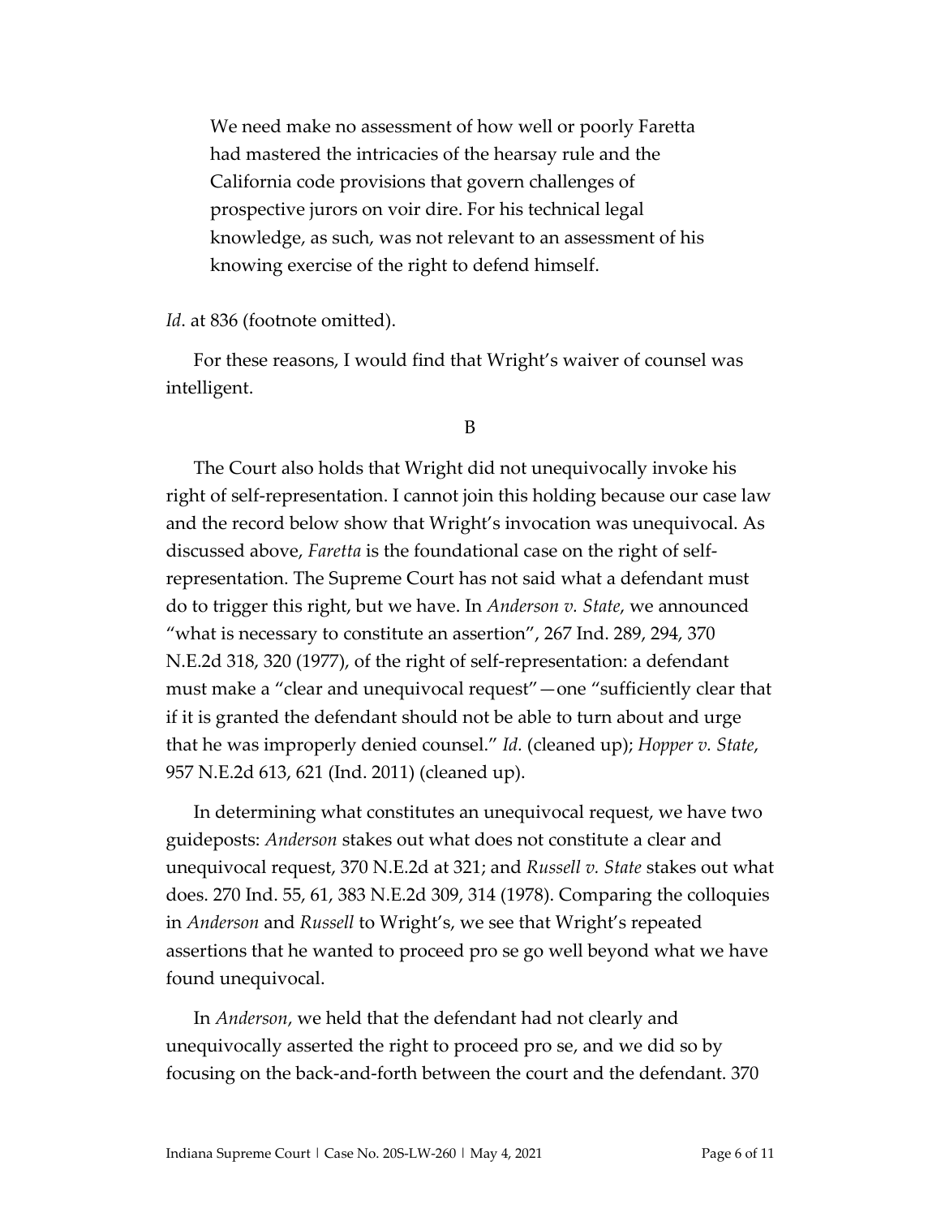> We need make no assessment of how well or poorly Faretta had mastered the intricacies of the hearsay rule and the California code provisions that govern challenges of prospective jurors on voir dire. For his technical legal knowledge, as such, was not relevant to an assessment of his knowing exercise of the right to defend himself.

*Id*. at 836 (footnote omitted).

For these reasons, I would find that Wright's waiver of counsel was intelligent.

B

The Court also holds that Wright did not unequivocally invoke his right of self-representation. I cannot join this holding because our case law and the record below show that Wright's invocation was unequivocal. As discussed above, *Faretta* is the foundational case on the right of self-representation. The Supreme Court has not said what a defendant must do to trigger this right, but we have. In *Anderson v. State*, we announced "what is necessary to constitute an assertion", 267 Ind. 289, 294, 370 N.E.2d 318, 320 (1977), of the right of self-representation: a defendant must make a "clear and unequivocal request"—one "sufficiently clear that if it is granted the defendant should not be able to turn about and urge that he was improperly denied counsel." *Id.* (cleaned up); *Hopper v. State*, 957 N.E.2d 613, 621 (Ind. 2011) (cleaned up).

In determining what constitutes an unequivocal request, we have two guideposts: *Anderson* stakes out what does not constitute a clear and unequivocal request, 370 N.E.2d at 321; and *Russell v. State* stakes out what does. 270 Ind. 55, 61, 383 N.E.2d 309, 314 (1978). Comparing the colloquies in *Anderson* and *Russell* to Wright's, we see that Wright's repeated assertions that he wanted to proceed pro se go well beyond what we have found unequivocal.

In *Anderson*, we held that the defendant had not clearly and unequivocally asserted the right to proceed pro se, and we did so by focusing on the back-and-forth between the court and the defendant. 370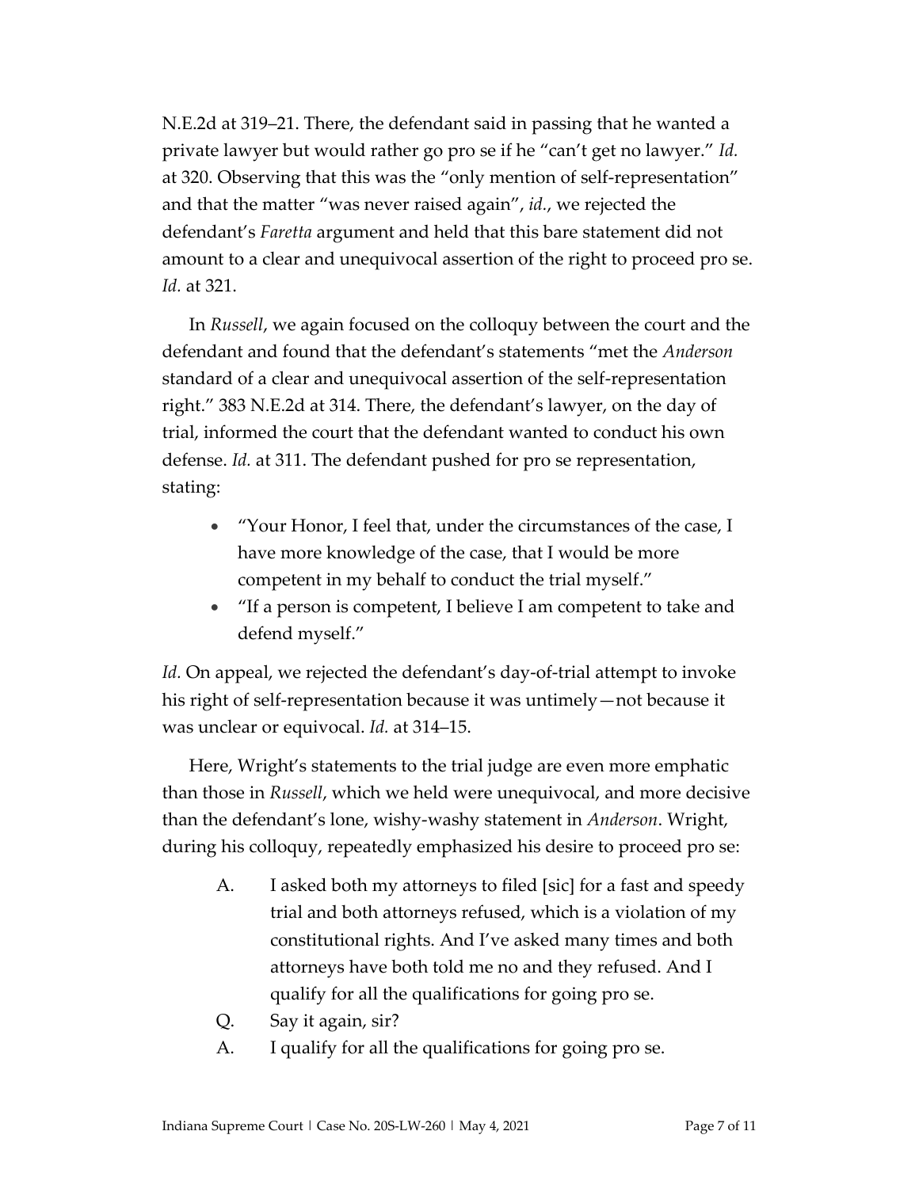N.E.2d at 319–21. There, the defendant said in passing that he wanted a private lawyer but would rather go pro se if he "can't get no lawyer." *Id.* at 320. Observing that this was the "only mention of self-representation" and that the matter "was never raised again", *id.*, we rejected the defendant's *Faretta* argument and held that this bare statement did not amount to a clear and unequivocal assertion of the right to proceed pro se. *Id.* at 321.

In *Russell*, we again focused on the colloquy between the court and the defendant and found that the defendant's statements "met the *Anderson* standard of a clear and unequivocal assertion of the self-representation right." 383 N.E.2d at 314. There, the defendant's lawyer, on the day of trial, informed the court that the defendant wanted to conduct his own defense. *Id.* at 311. The defendant pushed for pro se representation, stating:

- "Your Honor, I feel that, under the circumstances of the case, I have more knowledge of the case, that I would be more competent in my behalf to conduct the trial myself."
- "If a person is competent, I believe I am competent to take and defend myself."

*Id.* On appeal, we rejected the defendant's day-of-trial attempt to invoke his right of self-representation because it was untimely—not because it was unclear or equivocal. *Id.* at 314–15.

Here, Wright's statements to the trial judge are even more emphatic than those in *Russell*, which we held were unequivocal, and more decisive than the defendant's lone, wishy-washy statement in *Anderson*. Wright, during his colloquy, repeatedly emphasized his desire to proceed pro se:

> A. I asked both my attorneys to filed [sic] for a fast and speedy trial and both attorneys refused, which is a violation of my constitutional rights. And I've asked many times and both attorneys have both told me no and they refused. And I qualify for all the qualifications for going pro se.
>
> Q. Say it again, sir?
>
> A. I qualify for all the qualifications for going pro se.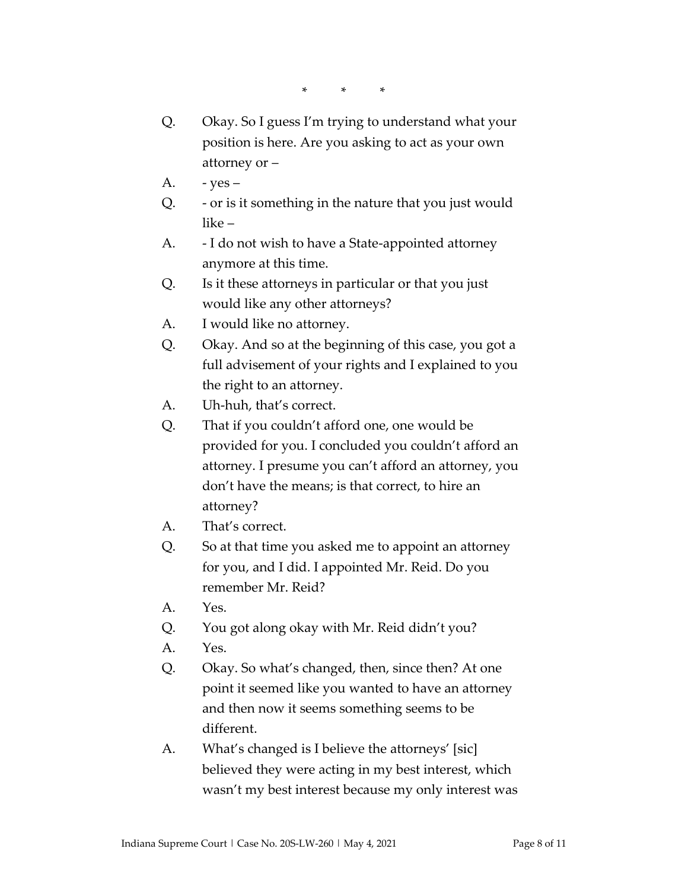\*   \*   \*

Q. Okay. So I guess I'm trying to understand what your position is here. Are you asking to act as your own attorney or –

A. - yes –

Q. - or is it something in the nature that you just would like –

A. - I do not wish to have a State-appointed attorney anymore at this time.

Q. Is it these attorneys in particular or that you just would like any other attorneys?

A. I would like no attorney.

Q. Okay. And so at the beginning of this case, you got a full advisement of your rights and I explained to you the right to an attorney.

A. Uh-huh, that's correct.

Q. That if you couldn't afford one, one would be provided for you. I concluded you couldn't afford an attorney. I presume you can't afford an attorney, you don't have the means; is that correct, to hire an attorney?

A. That's correct.

Q. So at that time you asked me to appoint an attorney for you, and I did. I appointed Mr. Reid. Do you remember Mr. Reid?

A. Yes.

Q. You got along okay with Mr. Reid didn't you?

A. Yes.

Q. Okay. So what's changed, then, since then? At one point it seemed like you wanted to have an attorney and then now it seems something seems to be different.

A. What's changed is I believe the attorneys' [sic] believed they were acting in my best interest, which wasn't my best interest because my only interest was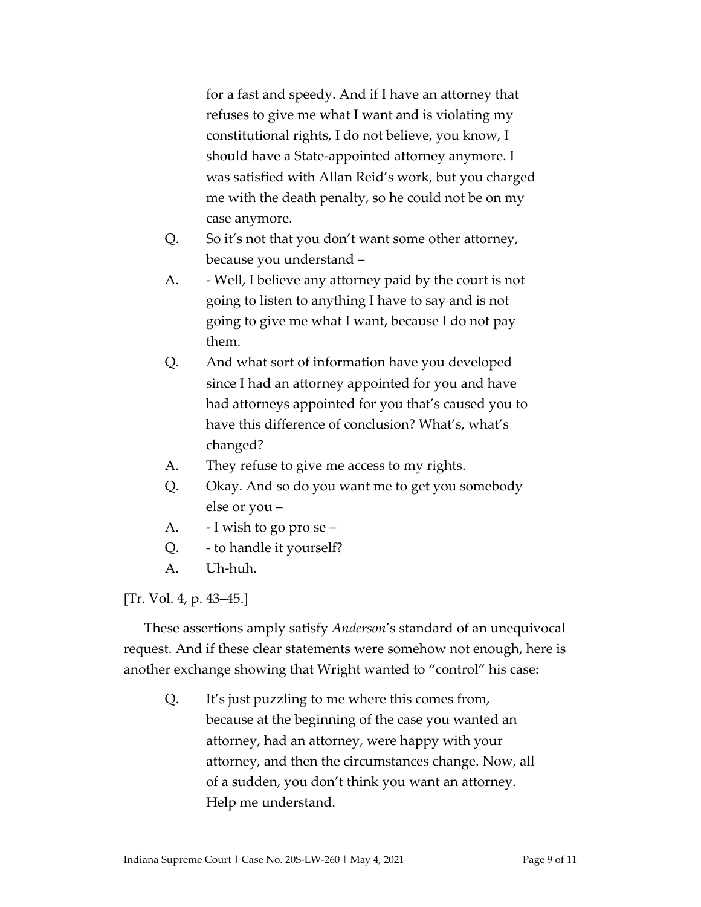> for a fast and speedy. And if I have an attorney that refuses to give me what I want and is violating my constitutional rights, I do not believe, you know, I should have a State-appointed attorney anymore. I was satisfied with Allan Reid's work, but you charged me with the death penalty, so he could not be on my case anymore.
>
> Q. So it's not that you don't want some other attorney, because you understand –
>
> A. - Well, I believe any attorney paid by the court is not going to listen to anything I have to say and is not going to give me what I want, because I do not pay them.
>
> Q. And what sort of information have you developed since I had an attorney appointed for you and have had attorneys appointed for you that's caused you to have this difference of conclusion? What's, what's changed?
>
> A. They refuse to give me access to my rights.
>
> Q. Okay. And so do you want me to get you somebody else or you –
>
> A. - I wish to go pro se –
>
> Q. - to handle it yourself?
>
> A. Uh-huh.

[Tr. Vol. 4, p. 43–45.]

These assertions amply satisfy *Anderson*'s standard of an unequivocal request. And if these clear statements were somehow not enough, here is another exchange showing that Wright wanted to "control" his case:

> Q. It's just puzzling to me where this comes from, because at the beginning of the case you wanted an attorney, had an attorney, were happy with your attorney, and then the circumstances change. Now, all of a sudden, you don't think you want an attorney. Help me understand.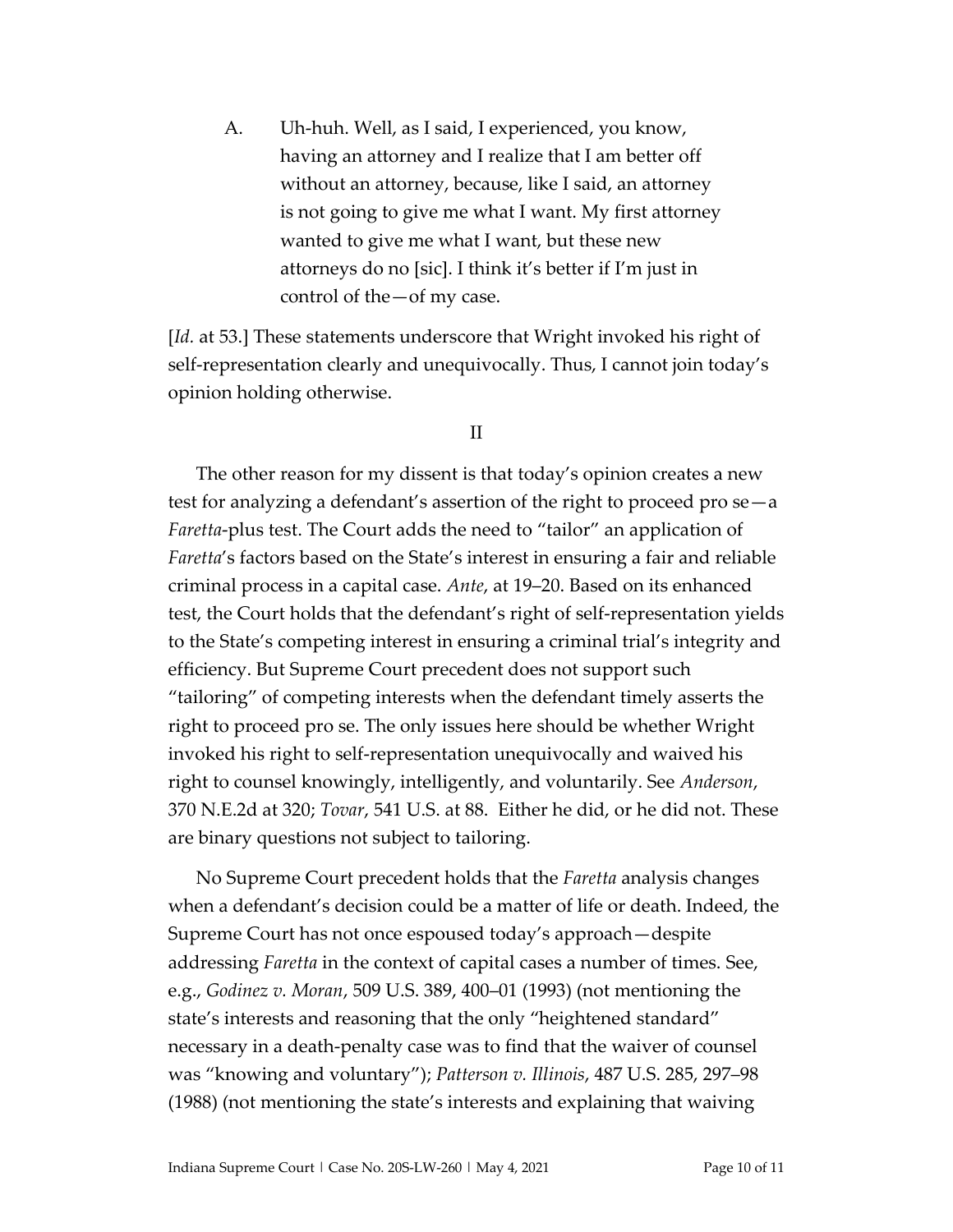> A. Uh-huh. Well, as I said, I experienced, you know, having an attorney and I realize that I am better off without an attorney, because, like I said, an attorney is not going to give me what I want. My first attorney wanted to give me what I want, but these new attorneys do no [sic]. I think it's better if I'm just in control of the—of my case.

[*Id.* at 53.] These statements underscore that Wright invoked his right of self-representation clearly and unequivocally. Thus, I cannot join today's opinion holding otherwise.

## II

The other reason for my dissent is that today's opinion creates a new test for analyzing a defendant's assertion of the right to proceed pro se—a *Faretta*-plus test. The Court adds the need to "tailor" an application of *Faretta*'s factors based on the State's interest in ensuring a fair and reliable criminal process in a capital case. *Ante*, at 19–20. Based on its enhanced test, the Court holds that the defendant's right of self-representation yields to the State's competing interest in ensuring a criminal trial's integrity and efficiency. But Supreme Court precedent does not support such "tailoring" of competing interests when the defendant timely asserts the right to proceed pro se. The only issues here should be whether Wright invoked his right to self-representation unequivocally and waived his right to counsel knowingly, intelligently, and voluntarily. See *Anderson*, 370 N.E.2d at 320; *Tovar*, 541 U.S. at 88. Either he did, or he did not. These are binary questions not subject to tailoring.

No Supreme Court precedent holds that the *Faretta* analysis changes when a defendant's decision could be a matter of life or death. Indeed, the Supreme Court has not once espoused today's approach—despite addressing *Faretta* in the context of capital cases a number of times. See, e.g., *Godinez v. Moran*, 509 U.S. 389, 400–01 (1993) (not mentioning the state's interests and reasoning that the only "heightened standard" necessary in a death-penalty case was to find that the waiver of counsel was "knowing and voluntary"); *Patterson v. Illinois*, 487 U.S. 285, 297–98 (1988) (not mentioning the state's interests and explaining that waiving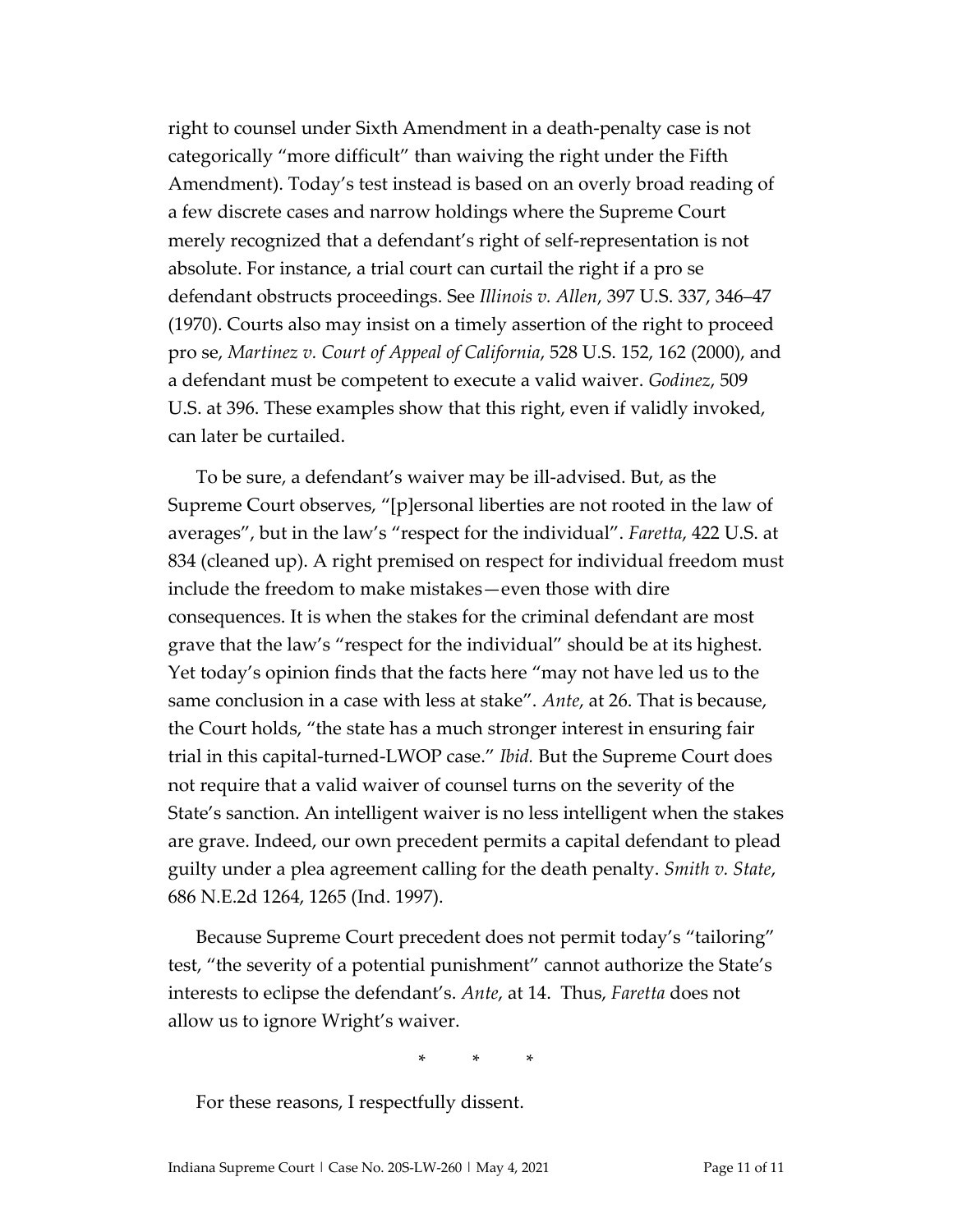right to counsel under Sixth Amendment in a death-penalty case is not categorically "more difficult" than waiving the right under the Fifth Amendment). Today's test instead is based on an overly broad reading of a few discrete cases and narrow holdings where the Supreme Court merely recognized that a defendant's right of self-representation is not absolute. For instance, a trial court can curtail the right if a pro se defendant obstructs proceedings. See *Illinois v. Allen*, 397 U.S. 337, 346–47 (1970). Courts also may insist on a timely assertion of the right to proceed pro se, *Martinez v. Court of Appeal of California*, 528 U.S. 152, 162 (2000), and a defendant must be competent to execute a valid waiver. *Godinez*, 509 U.S. at 396. These examples show that this right, even if validly invoked, can later be curtailed.

To be sure, a defendant's waiver may be ill-advised. But, as the Supreme Court observes, "[p]ersonal liberties are not rooted in the law of averages", but in the law's "respect for the individual". *Faretta*, 422 U.S. at 834 (cleaned up). A right premised on respect for individual freedom must include the freedom to make mistakes—even those with dire consequences. It is when the stakes for the criminal defendant are most grave that the law's "respect for the individual" should be at its highest. Yet today's opinion finds that the facts here "may not have led us to the same conclusion in a case with less at stake". *Ante*, at 26. That is because, the Court holds, "the state has a much stronger interest in ensuring fair trial in this capital-turned-LWOP case." *Ibid.* But the Supreme Court does not require that a valid waiver of counsel turns on the severity of the State's sanction. An intelligent waiver is no less intelligent when the stakes are grave. Indeed, our own precedent permits a capital defendant to plead guilty under a plea agreement calling for the death penalty. *Smith v. State*, 686 N.E.2d 1264, 1265 (Ind. 1997).

Because Supreme Court precedent does not permit today's "tailoring" test, "the severity of a potential punishment" cannot authorize the State's interests to eclipse the defendant's. *Ante*, at 14. Thus, *Faretta* does not allow us to ignore Wright's waiver.

\* \* \*

For these reasons, I respectfully dissent.